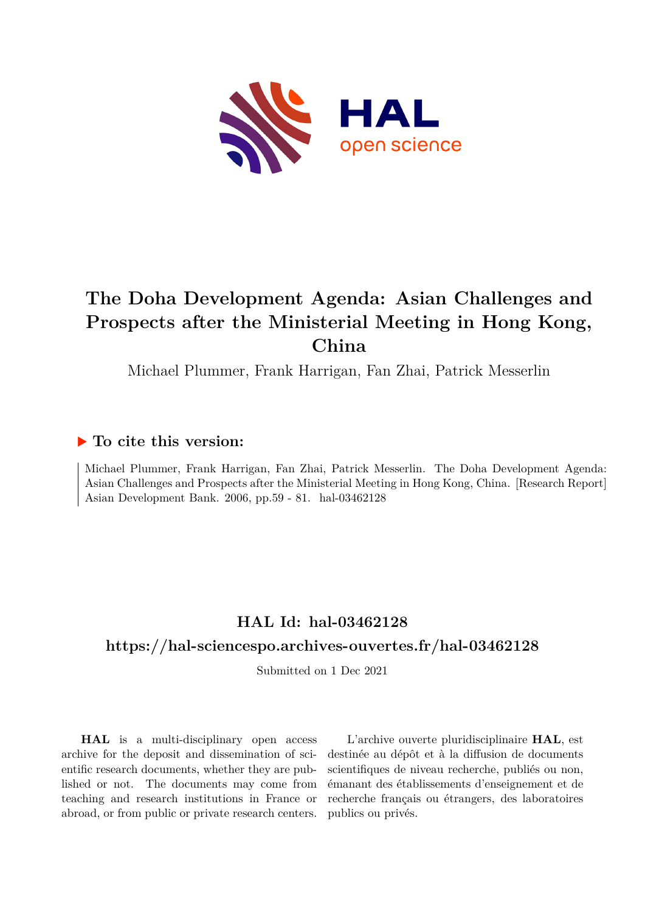# The Doha Development Agenda: Asian Challenges and Prospects after the Ministerial Meeting in Hong Kong, China

Michael Plummer, Frank Harrigan, Fan Zhai, Patrick Messerlin

## To cite this version:

Michael Plummer, Frank Harrigan, Fan Zhai, Patrick Messerlin. The Doha Development Agenda: Asian Challenges and Prospects after the Ministerial Meeting in Hong Kong, China. [Research Report] Asian Development Bank. 2006, pp.59 - 81. hal-03462128

## HAL Id: hal-03462128

## https://hal-sciencespo.archives-ouvertes.fr/hal-03462128

Submitted on 1 Dec 2021

**HAL** is a multi-disciplinary open access archive for the deposit and dissemination of scientific research documents, whether they are published or not. The documents may come from teaching and research institutions in France or abroad, or from public or private research centers.

L'archive ouverte pluridisciplinaire **HAL**, est destinée au dépôt et à la diffusion de documents scientifiques de niveau recherche, publiés ou non, émanant des établissements d'enseignement et de recherche français ou étrangers, des laboratoires publics ou privés.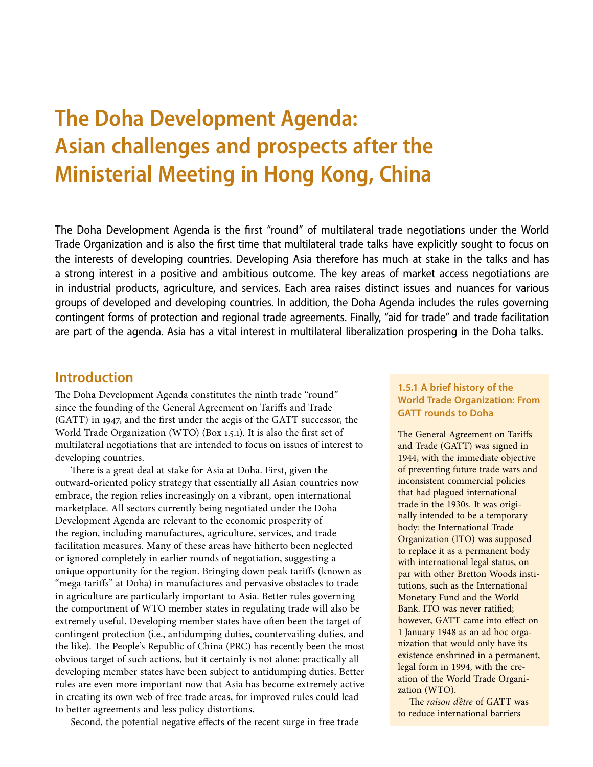# The Doha Development Agenda: Asian challenges and prospects after the Ministerial Meeting in Hong Kong, China

The Doha Development Agenda is the first "round" of multilateral trade negotiations under the World Trade Organization and is also the first time that multilateral trade talks have explicitly sought to focus on the interests of developing countries. Developing Asia therefore has much at stake in the talks and has a strong interest in a positive and ambitious outcome. The key areas of market access negotiations are in industrial products, agriculture, and services. Each area raises distinct issues and nuances for various groups of developed and developing countries. In addition, the Doha Agenda includes the rules governing contingent forms of protection and regional trade agreements. Finally, "aid for trade" and trade facilitation are part of the agenda. Asia has a vital interest in multilateral liberalization prospering in the Doha talks.

## Introduction

The Doha Development Agenda constitutes the ninth trade "round" since the founding of the General Agreement on Tariffs and Trade (GATT) in 1947, and the first under the aegis of the GATT successor, the World Trade Organization (WTO) (Box 1.5.1). It is also the first set of multilateral negotiations that are intended to focus on issues of interest to developing countries.

There is a great deal at stake for Asia at Doha. First, given the outward-oriented policy strategy that essentially all Asian countries now embrace, the region relies increasingly on a vibrant, open international marketplace. All sectors currently being negotiated under the Doha Development Agenda are relevant to the economic prosperity of the region, including manufactures, agriculture, services, and trade facilitation measures. Many of these areas have hitherto been neglected or ignored completely in earlier rounds of negotiation, suggesting a unique opportunity for the region. Bringing down peak tariffs (known as "mega-tariffs" at Doha) in manufactures and pervasive obstacles to trade in agriculture are particularly important to Asia. Better rules governing the comportment of WTO member states in regulating trade will also be extremely useful. Developing member states have often been the target of contingent protection (i.e., antidumping duties, countervailing duties, and the like). The People's Republic of China (PRC) has recently been the most obvious target of such actions, but it certainly is not alone: practically all developing member states have been subject to antidumping duties. Better rules are even more important now that Asia has become extremely active in creating its own web of free trade areas, for improved rules could lead to better agreements and less policy distortions.

Second, the potential negative effects of the recent surge in free trade

### 1.5.1 A brief history of the World Trade Organization: From GATT rounds to Doha

The General Agreement on Tariffs and Trade (GATT) was signed in 1944, with the immediate objective of preventing future trade wars and inconsistent commercial policies that had plagued international trade in the 1930s. It was originally intended to be a temporary body: the International Trade Organization (ITO) was supposed to replace it as a permanent body with international legal status, on par with other Bretton Woods institutions, such as the International Monetary Fund and the World Bank. ITO was never ratified; however, GATT came into effect on 1 January 1948 as an ad hoc organization that would only have its existence enshrined in a permanent, legal form in 1994, with the creation of the World Trade Organization (WTO).

The *raison d'être* of GATT was to reduce international barriers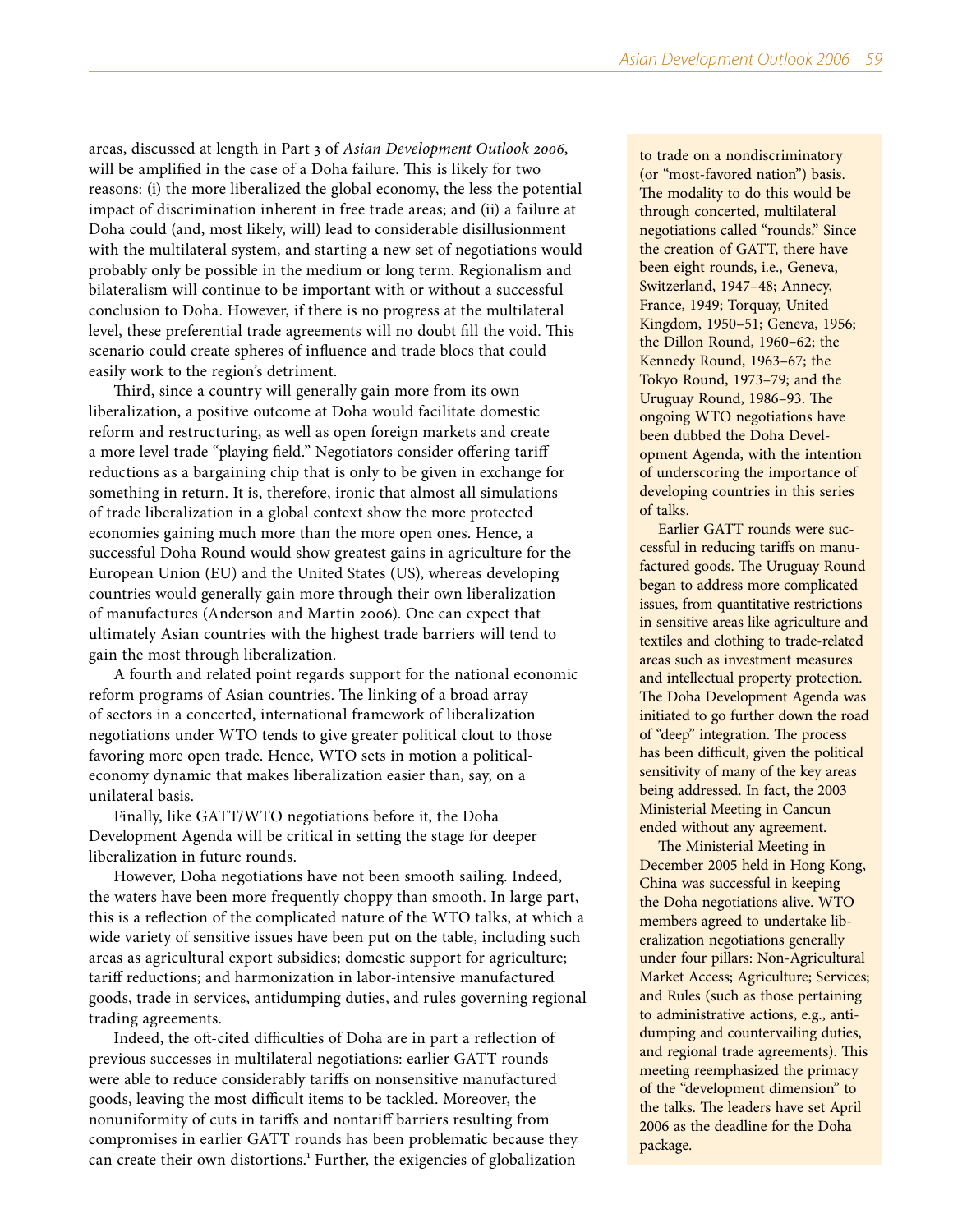areas, discussed at length in Part 3 of *Asian Development Outlook 2006*, will be amplified in the case of a Doha failure. This is likely for two reasons: (i) the more liberalized the global economy, the less the potential impact of discrimination inherent in free trade areas; and (ii) a failure at Doha could (and, most likely, will) lead to considerable disillusionment with the multilateral system, and starting a new set of negotiations would probably only be possible in the medium or long term. Regionalism and bilateralism will continue to be important with or without a successful conclusion to Doha. However, if there is no progress at the multilateral level, these preferential trade agreements will no doubt fill the void. This scenario could create spheres of influence and trade blocs that could easily work to the region's detriment.

Third, since a country will generally gain more from its own liberalization, a positive outcome at Doha would facilitate domestic reform and restructuring, as well as open foreign markets and create a more level trade "playing field." Negotiators consider offering tariff reductions as a bargaining chip that is only to be given in exchange for something in return. It is, therefore, ironic that almost all simulations of trade liberalization in a global context show the more protected economies gaining much more than the more open ones. Hence, a successful Doha Round would show greatest gains in agriculture for the European Union (EU) and the United States (US), whereas developing countries would generally gain more through their own liberalization of manufactures (Anderson and Martin 2006). One can expect that ultimately Asian countries with the highest trade barriers will tend to gain the most through liberalization.

A fourth and related point regards support for the national economic reform programs of Asian countries. The linking of a broad array of sectors in a concerted, international framework of liberalization negotiations under WTO tends to give greater political clout to those favoring more open trade. Hence, WTO sets in motion a political-economy dynamic that makes liberalization easier than, say, on a unilateral basis.

Finally, like GATT/WTO negotiations before it, the Doha Development Agenda will be critical in setting the stage for deeper liberalization in future rounds.

However, Doha negotiations have not been smooth sailing. Indeed, the waters have been more frequently choppy than smooth. In large part, this is a reflection of the complicated nature of the WTO talks, at which a wide variety of sensitive issues have been put on the table, including such areas as agricultural export subsidies; domestic support for agriculture; tariff reductions; and harmonization in labor-intensive manufactured goods, trade in services, antidumping duties, and rules governing regional trading agreements.

Indeed, the oft-cited difficulties of Doha are in part a reflection of previous successes in multilateral negotiations: earlier GATT rounds were able to reduce considerably tariffs on nonsensitive manufactured goods, leaving the most difficult items to be tackled. Moreover, the nonuniformity of cuts in tariffs and nontariff barriers resulting from compromises in earlier GATT rounds has been problematic because they can create their own distortions.[1] Further, the exigencies of globalization

---

to trade on a nondiscriminatory (or "most-favored nation") basis. The modality to do this would be through concerted, multilateral negotiations called "rounds." Since the creation of GATT, there have been eight rounds, i.e., Geneva, Switzerland, 1947–48; Annecy, France, 1949; Torquay, United Kingdom, 1950–51; Geneva, 1956; the Dillon Round, 1960–62; the Kennedy Round, 1963–67; the Tokyo Round, 1973–79; and the Uruguay Round, 1986–93. The ongoing WTO negotiations have been dubbed the Doha Development Agenda, with the intention of underscoring the importance of developing countries in this series of talks.

Earlier GATT rounds were successful in reducing tariffs on manufactured goods. The Uruguay Round began to address more complicated issues, from quantitative restrictions in sensitive areas like agriculture and textiles and clothing to trade-related areas such as investment measures and intellectual property protection. The Doha Development Agenda was initiated to go further down the road of "deep" integration. The process has been difficult, given the political sensitivity of many of the key areas being addressed. In fact, the 2003 Ministerial Meeting in Cancun ended without any agreement.

The Ministerial Meeting in December 2005 held in Hong Kong, China was successful in keeping the Doha negotiations alive. WTO members agreed to undertake liberalization negotiations generally under four pillars: Non-Agricultural Market Access; Agriculture; Services; and Rules (such as those pertaining to administrative actions, e.g., antidumping and countervailing duties, and regional trade agreements). This meeting reemphasized the primacy of the "development dimension" to the talks. The leaders have set April 2006 as the deadline for the Doha package.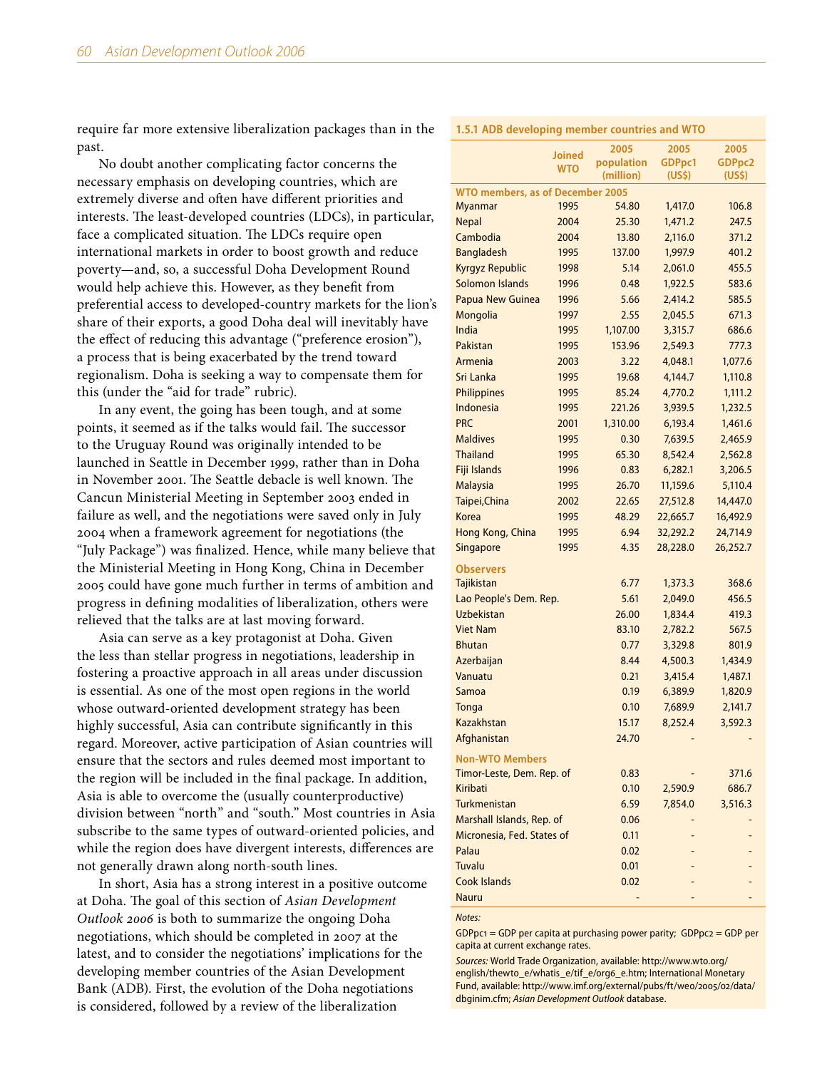require far more extensive liberalization packages than in the past.

No doubt another complicating factor concerns the necessary emphasis on developing countries, which are extremely diverse and often have different priorities and interests. The least-developed countries (LDCs), in particular, face a complicated situation. The LDCs require open international markets in order to boost growth and reduce poverty—and, so, a successful Doha Development Round would help achieve this. However, as they benefit from preferential access to developed-country markets for the lion's share of their exports, a good Doha deal will inevitably have the effect of reducing this advantage ("preference erosion"), a process that is being exacerbated by the trend toward regionalism. Doha is seeking a way to compensate them for this (under the "aid for trade" rubric).

In any event, the going has been tough, and at some points, it seemed as if the talks would fail. The successor to the Uruguay Round was originally intended to be launched in Seattle in December 1999, rather than in Doha in November 2001. The Seattle debacle is well known. The Cancun Ministerial Meeting in September 2003 ended in failure as well, and the negotiations were saved only in July 2004 when a framework agreement for negotiations (the "July Package") was finalized. Hence, while many believe that the Ministerial Meeting in Hong Kong, China in December 2005 could have gone much further in terms of ambition and progress in defining modalities of liberalization, others were relieved that the talks are at last moving forward.

Asia can serve as a key protagonist at Doha. Given the less than stellar progress in negotiations, leadership in fostering a proactive approach in all areas under discussion is essential. As one of the most open regions in the world whose outward-oriented development strategy has been highly successful, Asia can contribute significantly in this regard. Moreover, active participation of Asian countries will ensure that the sectors and rules deemed most important to the region will be included in the final package. In addition, Asia is able to overcome the (usually counterproductive) division between "north" and "south." Most countries in Asia subscribe to the same types of outward-oriented policies, and while the region does have divergent interests, differences are not generally drawn along north-south lines.

In short, Asia has a strong interest in a positive outcome at Doha. The goal of this section of *Asian Development Outlook 2006* is both to summarize the ongoing Doha negotiations, which should be completed in 2007 at the latest, and to consider the negotiations' implications for the developing member countries of the Asian Development Bank (ADB). First, the evolution of the Doha negotiations is considered, followed by a review of the liberalization

**1.5.1 ADB developing member countries and WTO**

| | Joined WTO | 2005 population (million) | 2005 GDPpc1 (US$) | 2005 GDPpc2 (US$) |
|---|---|---|---|---|
| **WTO members, as of December 2005** | | | | |
| Myanmar | 1995 | 54.80 | 1,417.0 | 106.8 |
| Nepal | 2004 | 25.30 | 1,471.2 | 247.5 |
| Cambodia | 2004 | 13.80 | 2,116.0 | 371.2 |
| Bangladesh | 1995 | 137.00 | 1,997.9 | 401.2 |
| Kyrgyz Republic | 1998 | 5.14 | 2,061.0 | 455.5 |
| Solomon Islands | 1996 | 0.48 | 1,922.5 | 583.6 |
| Papua New Guinea | 1996 | 5.66 | 2,414.2 | 585.5 |
| Mongolia | 1997 | 2.55 | 2,045.5 | 671.3 |
| India | 1995 | 1,107.00 | 3,315.7 | 686.6 |
| Pakistan | 1995 | 153.96 | 2,549.3 | 777.3 |
| Armenia | 2003 | 3.22 | 4,048.1 | 1,077.6 |
| Sri Lanka | 1995 | 19.68 | 4,144.7 | 1,110.8 |
| Philippines | 1995 | 85.24 | 4,770.2 | 1,111.2 |
| Indonesia | 1995 | 221.26 | 3,939.5 | 1,232.5 |
| PRC | 2001 | 1,310.00 | 6,193.4 | 1,461.6 |
| Maldives | 1995 | 0.30 | 7,639.5 | 2,465.9 |
| Thailand | 1995 | 65.30 | 8,542.4 | 2,562.8 |
| Fiji Islands | 1996 | 0.83 | 6,282.1 | 3,206.5 |
| Malaysia | 1995 | 26.70 | 11,159.6 | 5,110.4 |
| Taipei,China | 2002 | 22.65 | 27,512.8 | 14,447.0 |
| Korea | 1995 | 48.29 | 22,665.7 | 16,492.9 |
| Hong Kong, China | 1995 | 6.94 | 32,292.2 | 24,714.9 |
| Singapore | 1995 | 4.35 | 28,228.0 | 26,252.7 |
| **Observers** | | | | |
| Tajikistan | | 6.77 | 1,373.3 | 368.6 |
| Lao People's Dem. Rep. | | 5.61 | 2,049.0 | 456.5 |
| Uzbekistan | | 26.00 | 1,834.4 | 419.3 |
| Viet Nam | | 83.10 | 2,782.2 | 567.5 |
| Bhutan | | 0.77 | 3,329.8 | 801.9 |
| Azerbaijan | | 8.44 | 4,500.3 | 1,434.9 |
| Vanuatu | | 0.21 | 3,415.4 | 1,487.1 |
| Samoa | | 0.19 | 6,389.9 | 1,820.9 |
| Tonga | | 0.10 | 7,689.9 | 2,141.7 |
| Kazakhstan | | 15.17 | 8,252.4 | 3,592.3 |
| Afghanistan | | 24.70 | - | - |
| **Non-WTO Members** | | | | |
| Timor-Leste, Dem. Rep. of | | 0.83 | - | 371.6 |
| Kiribati | | 0.10 | 2,590.9 | 686.7 |
| Turkmenistan | | 6.59 | 7,854.0 | 3,516.3 |
| Marshall Islands, Rep. of | | 0.06 | - | - |
| Micronesia, Fed. States of | | 0.11 | - | - |
| Palau | | 0.02 | - | - |
| Tuvalu | | 0.01 | - | - |
| Cook Islands | | 0.02 | - | - |
| Nauru | | - | - | - |

*Notes:*

GDPpc1 = GDP per capita at purchasing power parity; GDPpc2 = GDP per capita at current exchange rates.

*Sources:* World Trade Organization, available: http://www.wto.org/english/thewto_e/whatis_e/tif_e/org6_e.htm; International Monetary Fund, available: http://www.imf.org/external/pubs/ft/weo/2005/02/data/dbginim.cfm; *Asian Development Outlook* database.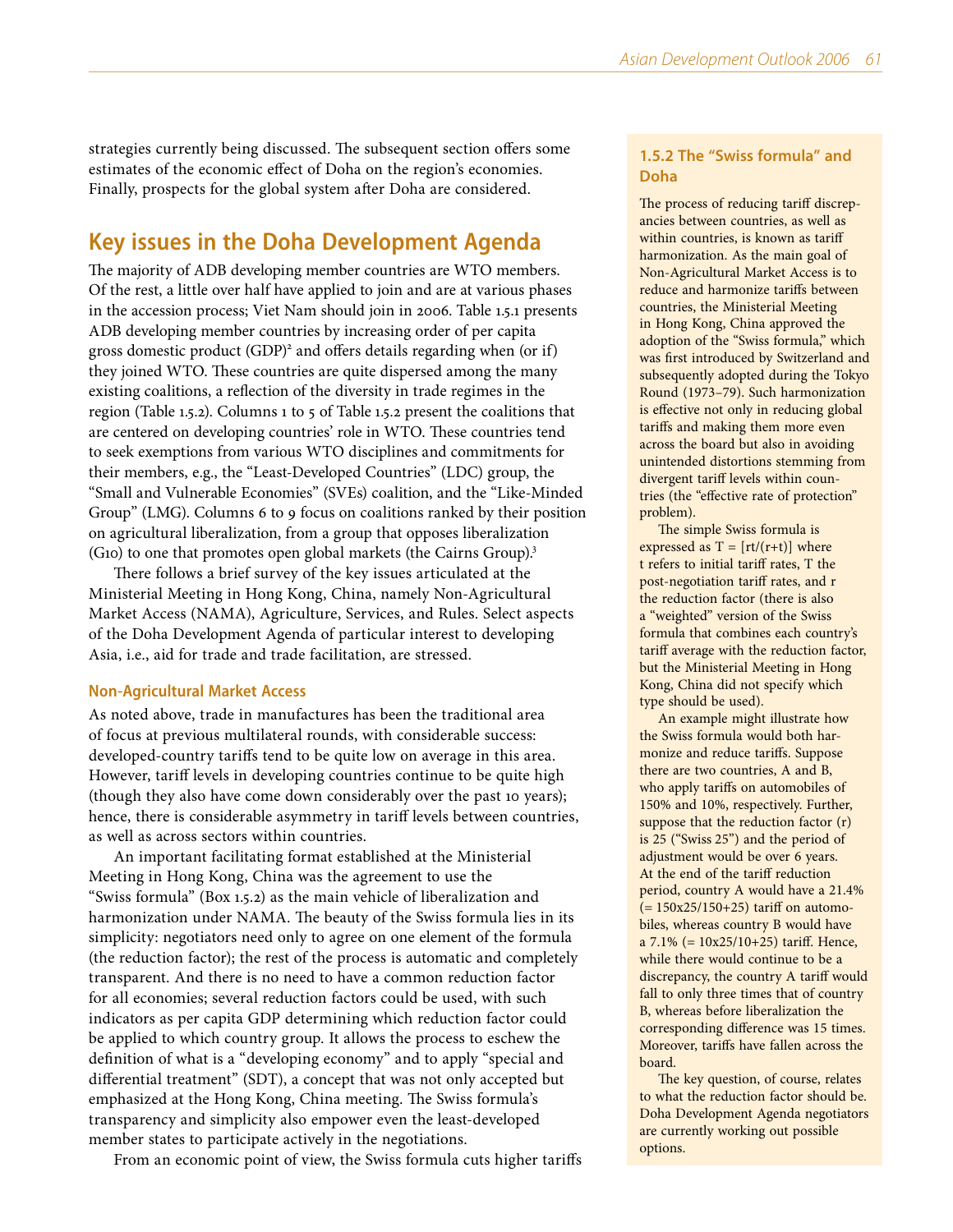strategies currently being discussed. The subsequent section offers some estimates of the economic effect of Doha on the region's economies. Finally, prospects for the global system after Doha are considered.

## Key issues in the Doha Development Agenda

The majority of ADB developing member countries are WTO members. Of the rest, a little over half have applied to join and are at various phases in the accession process; Viet Nam should join in 2006. Table 1.5.1 presents ADB developing member countries by increasing order of per capita gross domestic product (GDP)[2] and offers details regarding when (or if) they joined WTO. These countries are quite dispersed among the many existing coalitions, a reflection of the diversity in trade regimes in the region (Table 1.5.2). Columns 1 to 5 of Table 1.5.2 present the coalitions that are centered on developing countries' role in WTO. These countries tend to seek exemptions from various WTO disciplines and commitments for their members, e.g., the "Least-Developed Countries" (LDC) group, the "Small and Vulnerable Economies" (SVEs) coalition, and the "Like-Minded Group" (LMG). Columns 6 to 9 focus on coalitions ranked by their position on agricultural liberalization, from a group that opposes liberalization (G10) to one that promotes open global markets (the Cairns Group).[3]

There follows a brief survey of the key issues articulated at the Ministerial Meeting in Hong Kong, China, namely Non-Agricultural Market Access (NAMA), Agriculture, Services, and Rules. Select aspects of the Doha Development Agenda of particular interest to developing Asia, i.e., aid for trade and trade facilitation, are stressed.

### Non-Agricultural Market Access

As noted above, trade in manufactures has been the traditional area of focus at previous multilateral rounds, with considerable success: developed-country tariffs tend to be quite low on average in this area. However, tariff levels in developing countries continue to be quite high (though they also have come down considerably over the past 10 years); hence, there is considerable asymmetry in tariff levels between countries, as well as across sectors within countries.

An important facilitating format established at the Ministerial Meeting in Hong Kong, China was the agreement to use the "Swiss formula" (Box 1.5.2) as the main vehicle of liberalization and harmonization under NAMA. The beauty of the Swiss formula lies in its simplicity: negotiators need only to agree on one element of the formula (the reduction factor); the rest of the process is automatic and completely transparent. And there is no need to have a common reduction factor for all economies; several reduction factors could be used, with such indicators as per capita GDP determining which reduction factor could be applied to which country group. It allows the process to eschew the definition of what is a "developing economy" and to apply "special and differential treatment" (SDT), a concept that was not only accepted but emphasized at the Hong Kong, China meeting. The Swiss formula's transparency and simplicity also empower even the least-developed member states to participate actively in the negotiations.

From an economic point of view, the Swiss formula cuts higher tariffs

### 1.5.2 The "Swiss formula" and Doha

The process of reducing tariff discrepancies between countries, as well as within countries, is known as tariff harmonization. As the main goal of Non-Agricultural Market Access is to reduce and harmonize tariffs between countries, the Ministerial Meeting in Hong Kong, China approved the adoption of the "Swiss formula," which was first introduced by Switzerland and subsequently adopted during the Tokyo Round (1973–79). Such harmonization is effective not only in reducing global tariffs and making them more even across the board but also in avoiding unintended distortions stemming from divergent tariff levels within countries (the "effective rate of protection" problem).

The simple Swiss formula is expressed as $T = [rt/(r+t)]$ where $t$ refers to initial tariff rates, $T$ the post-negotiation tariff rates, and $r$ the reduction factor (there is also a "weighted" version of the Swiss formula that combines each country's tariff average with the reduction factor, but the Ministerial Meeting in Hong Kong, China did not specify which type should be used).

An example might illustrate how the Swiss formula would both harmonize and reduce tariffs. Suppose there are two countries, A and B, who apply tariffs on automobiles of 150% and 10%, respectively. Further, suppose that the reduction factor ($r$) is 25 ("Swiss 25") and the period of adjustment would be over 6 years. At the end of the tariff reduction period, country A would have a 21.4% (= 150x25/150+25) tariff on automobiles, whereas country B would have a 7.1% (= 10x25/10+25) tariff. Hence, while there would continue to be a discrepancy, the country A tariff would fall to only three times that of country B, whereas before liberalization the corresponding difference was 15 times. Moreover, tariffs have fallen across the board.

The key question, of course, relates to what the reduction factor should be. Doha Development Agenda negotiators are currently working out possible options.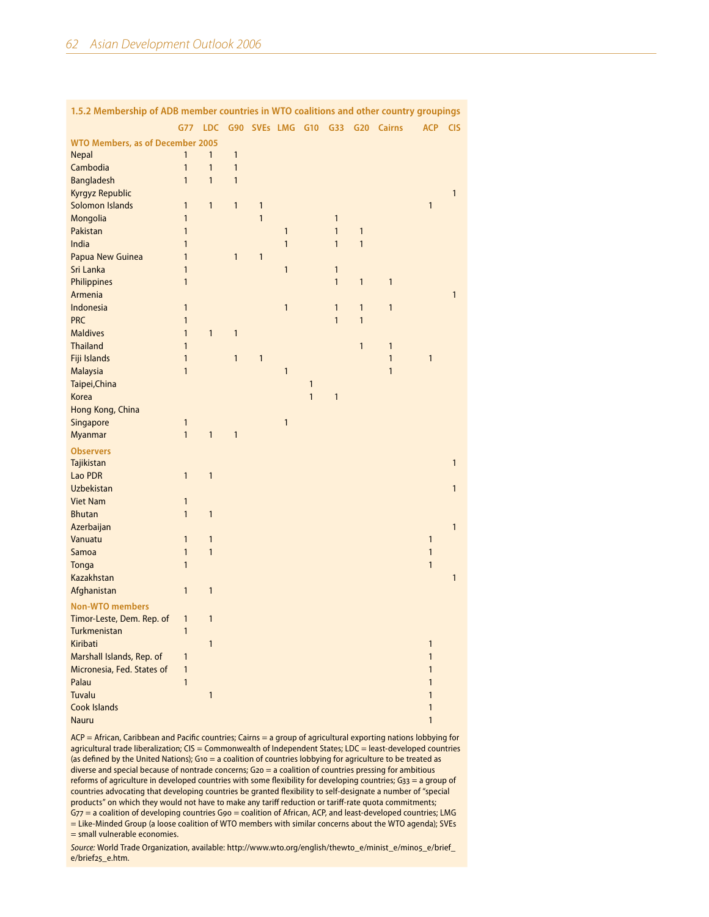**1.5.2 Membership of ADB member countries in WTO coalitions and other country groupings**

| | G77 | LDC | G90 | SVEs | LMG | G10 | G33 | G20 | Cairns | ACP | CIS |
|---|---|---|---|---|---|---|---|---|---|---|---|
| **WTO Members, as of December 2005** | | | | | | | | | | | |
| Nepal | 1 | 1 | 1 | | | | | | | | |
| Cambodia | 1 | 1 | 1 | | | | | | | | |
| Bangladesh | 1 | 1 | 1 | | | | | | | | |
| Kyrgyz Republic | | | | | | | | | | | 1 |
| Solomon Islands | 1 | 1 | 1 | 1 | | | | | | 1 | |
| Mongolia | 1 | | | 1 | | | 1 | | | | |
| Pakistan | 1 | | | | 1 | | 1 | 1 | | | |
| India | 1 | | | | 1 | | 1 | 1 | | | |
| Papua New Guinea | 1 | | 1 | 1 | | | | | | | |
| Sri Lanka | 1 | | | | 1 | | 1 | | | | |
| Philippines | 1 | | | | | | 1 | 1 | 1 | | |
| Armenia | | | | | | | | | | | 1 |
| Indonesia | 1 | | | | 1 | | 1 | 1 | 1 | | |
| PRC | 1 | | | | | | 1 | 1 | | | |
| Maldives | 1 | 1 | 1 | | | | | | | | |
| Thailand | 1 | | | | | | | 1 | 1 | | |
| Fiji Islands | 1 | | 1 | 1 | | | | | 1 | 1 | |
| Malaysia | 1 | | | | 1 | | | | 1 | | |
| Taipei,China | | | | | | 1 | | | | | |
| Korea | | | | | | 1 | 1 | | | | |
| Hong Kong, China | | | | | | | | | | | |
| Singapore | 1 | | | | 1 | | | | | | |
| Myanmar | 1 | 1 | 1 | | | | | | | | |
| **Observers** | | | | | | | | | | | |
| Tajikistan | | | | | | | | | | | 1 |
| Lao PDR | 1 | 1 | | | | | | | | | |
| Uzbekistan | | | | | | | | | | | 1 |
| Viet Nam | 1 | | | | | | | | | | |
| Bhutan | 1 | 1 | | | | | | | | | |
| Azerbaijan | | | | | | | | | | | 1 |
| Vanuatu | 1 | 1 | | | | | | | | 1 | |
| Samoa | 1 | 1 | | | | | | | | 1 | |
| Tonga | 1 | | | | | | | | | 1 | |
| Kazakhstan | | | | | | | | | | | 1 |
| Afghanistan | 1 | 1 | | | | | | | | | |
| **Non-WTO members** | | | | | | | | | | | |
| Timor-Leste, Dem. Rep. of | 1 | 1 | | | | | | | | | |
| Turkmenistan | 1 | | | | | | | | | | |
| Kiribati | | 1 | | | | | | | | 1 | |
| Marshall Islands, Rep. of | 1 | | | | | | | | | 1 | |
| Micronesia, Fed. States of | 1 | | | | | | | | | 1 | |
| Palau | 1 | | | | | | | | | 1 | |
| Tuvalu | | 1 | | | | | | | | 1 | |
| Cook Islands | | | | | | | | | | 1 | |
| Nauru | | | | | | | | | | 1 | |

ACP = African, Caribbean and Pacific countries; Cairns = a group of agricultural exporting nations lobbying for agricultural trade liberalization; CIS = Commonwealth of Independent States; LDC = least-developed countries (as defined by the United Nations); G10 = a coalition of countries lobbying for agriculture to be treated as diverse and special because of nontrade concerns; G20 = a coalition of countries pressing for ambitious reforms of agriculture in developed countries with some flexibility for developing countries; G33 = a group of countries advocating that developing countries be granted flexibility to self-designate a number of "special products" on which they would not have to make any tariff reduction or tariff-rate quota commitments; G77 = a coalition of developing countries G90 = coalition of African, ACP, and least-developed countries; LMG = Like-Minded Group (a loose coalition of WTO members with similar concerns about the WTO agenda); SVEs = small vulnerable economies.

*Source:* World Trade Organization, available: http://www.wto.org/english/thewto_e/minist_e/min05_e/brief_e/brief25_e.htm.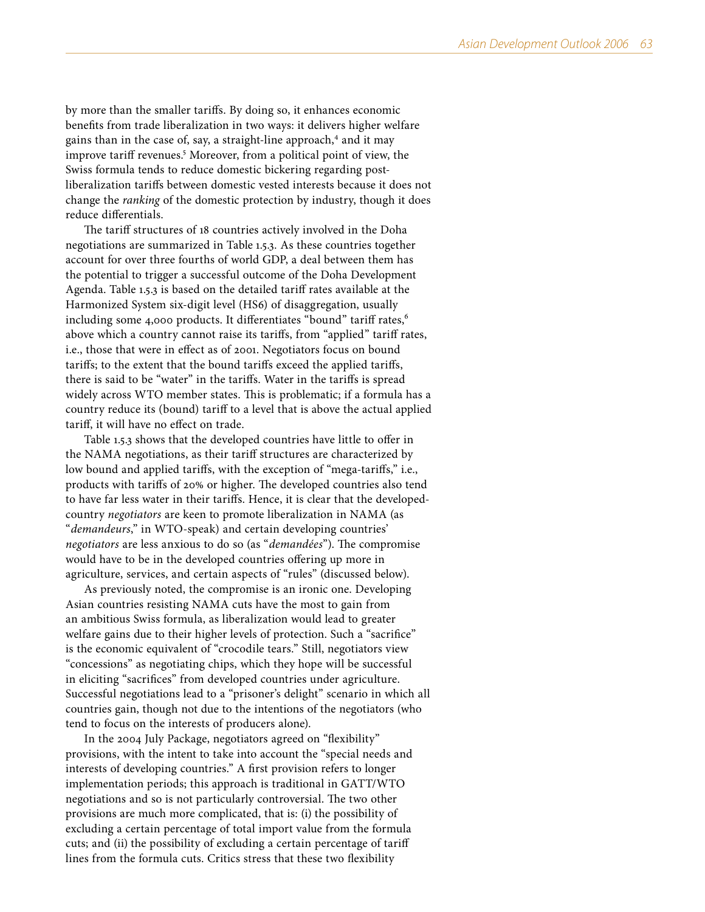by more than the smaller tariffs. By doing so, it enhances economic benefits from trade liberalization in two ways: it delivers higher welfare gains than in the case of, say, a straight-line approach,[4] and it may improve tariff revenues.[5] Moreover, from a political point of view, the Swiss formula tends to reduce domestic bickering regarding post-liberalization tariffs between domestic vested interests because it does not change the *ranking* of the domestic protection by industry, though it does reduce differentials.

The tariff structures of 18 countries actively involved in the Doha negotiations are summarized in Table 1.5.3. As these countries together account for over three fourths of world GDP, a deal between them has the potential to trigger a successful outcome of the Doha Development Agenda. Table 1.5.3 is based on the detailed tariff rates available at the Harmonized System six-digit level (HS6) of disaggregation, usually including some 4,000 products. It differentiates "bound" tariff rates,[6] above which a country cannot raise its tariffs, from "applied" tariff rates, i.e., those that were in effect as of 2001. Negotiators focus on bound tariffs; to the extent that the bound tariffs exceed the applied tariffs, there is said to be "water" in the tariffs. Water in the tariffs is spread widely across WTO member states. This is problematic; if a formula has a country reduce its (bound) tariff to a level that is above the actual applied tariff, it will have no effect on trade.

Table 1.5.3 shows that the developed countries have little to offer in the NAMA negotiations, as their tariff structures are characterized by low bound and applied tariffs, with the exception of "mega-tariffs," i.e., products with tariffs of 20% or higher. The developed countries also tend to have far less water in their tariffs. Hence, it is clear that the developed-country *negotiators* are keen to promote liberalization in NAMA (as "*demandeurs*," in WTO-speak) and certain developing countries' *negotiators* are less anxious to do so (as "*demandées*"). The compromise would have to be in the developed countries offering up more in agriculture, services, and certain aspects of "rules" (discussed below).

As previously noted, the compromise is an ironic one. Developing Asian countries resisting NAMA cuts have the most to gain from an ambitious Swiss formula, as liberalization would lead to greater welfare gains due to their higher levels of protection. Such a "sacrifice" is the economic equivalent of "crocodile tears." Still, negotiators view "concessions" as negotiating chips, which they hope will be successful in eliciting "sacrifices" from developed countries under agriculture. Successful negotiations lead to a "prisoner's delight" scenario in which all countries gain, though not due to the intentions of the negotiators (who tend to focus on the interests of producers alone).

In the 2004 July Package, negotiators agreed on "flexibility" provisions, with the intent to take into account the "special needs and interests of developing countries." A first provision refers to longer implementation periods; this approach is traditional in GATT/WTO negotiations and so is not particularly controversial. The two other provisions are much more complicated, that is: (i) the possibility of excluding a certain percentage of total import value from the formula cuts; and (ii) the possibility of excluding a certain percentage of tariff lines from the formula cuts. Critics stress that these two flexibility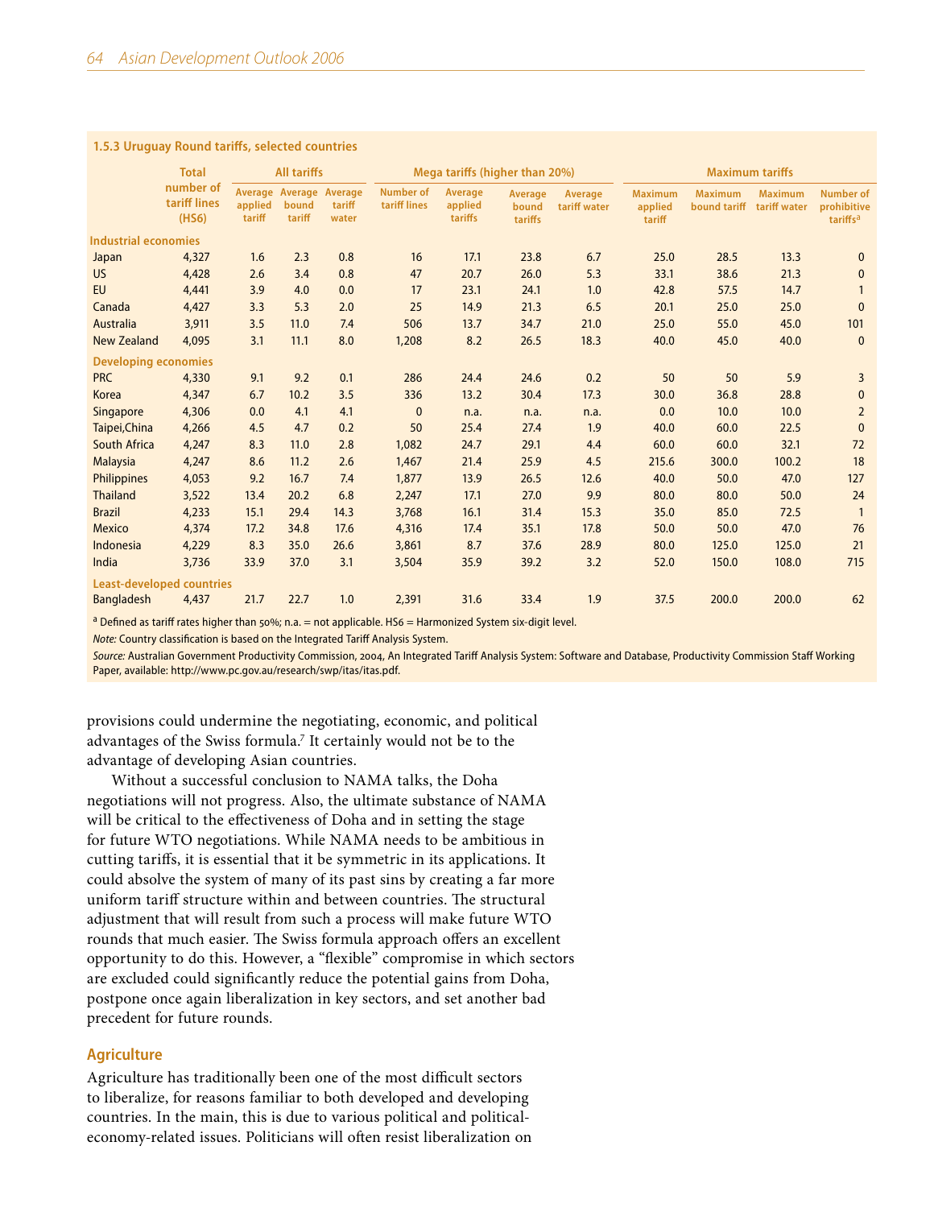**1.5.3 Uruguay Round tariffs, selected countries**

| | Total number of tariff lines (HS6) | All tariffs | | | Mega tariffs (higher than 20%) | | | | Maximum tariffs | | | |
|---|---|---|---|---|---|---|---|---|---|---|---|---|
| | | Average applied tariff | Average bound tariff | Average tariff water | Number of tariff lines | Average applied tariffs | Average bound tariffs | Average tariff water | Maximum applied tariff | Maximum bound tariff | Maximum tariff water | Number of prohibitive tariffs[a] |
| **Industrial economies** | | | | | | | | | | | | |
| Japan | 4,327 | 1.6 | 2.3 | 0.8 | 16 | 17.1 | 23.8 | 6.7 | 25.0 | 28.5 | 13.3 | 0 |
| US | 4,428 | 2.6 | 3.4 | 0.8 | 47 | 20.7 | 26.0 | 5.3 | 33.1 | 38.6 | 21.3 | 0 |
| EU | 4,441 | 3.9 | 4.0 | 0.0 | 17 | 23.1 | 24.1 | 1.0 | 42.8 | 57.5 | 14.7 | 1 |
| Canada | 4,427 | 3.3 | 5.3 | 2.0 | 25 | 14.9 | 21.3 | 6.5 | 20.1 | 25.0 | 25.0 | 0 |
| Australia | 3,911 | 3.5 | 11.0 | 7.4 | 506 | 13.7 | 34.7 | 21.0 | 25.0 | 55.0 | 45.0 | 101 |
| New Zealand | 4,095 | 3.1 | 11.1 | 8.0 | 1,208 | 8.2 | 26.5 | 18.3 | 40.0 | 45.0 | 40.0 | 0 |
| **Developing economies** | | | | | | | | | | | | |
| PRC | 4,330 | 9.1 | 9.2 | 0.1 | 286 | 24.4 | 24.6 | 0.2 | 50 | 50 | 5.9 | 3 |
| Korea | 4,347 | 6.7 | 10.2 | 3.5 | 336 | 13.2 | 30.4 | 17.3 | 30.0 | 36.8 | 28.8 | 0 |
| Singapore | 4,306 | 0.0 | 4.1 | 4.1 | 0 | n.a. | n.a. | n.a. | 0.0 | 10.0 | 10.0 | 2 |
| Taipei,China | 4,266 | 4.5 | 4.7 | 0.2 | 50 | 25.4 | 27.4 | 1.9 | 40.0 | 60.0 | 22.5 | 0 |
| South Africa | 4,247 | 8.3 | 11.0 | 2.8 | 1,082 | 24.7 | 29.1 | 4.4 | 60.0 | 60.0 | 32.1 | 72 |
| Malaysia | 4,247 | 8.6 | 11.2 | 2.6 | 1,467 | 21.4 | 25.9 | 4.5 | 215.6 | 300.0 | 100.2 | 18 |
| Philippines | 4,053 | 9.2 | 16.7 | 7.4 | 1,877 | 13.9 | 26.5 | 12.6 | 40.0 | 50.0 | 47.0 | 127 |
| Thailand | 3,522 | 13.4 | 20.2 | 6.8 | 2,247 | 17.1 | 27.0 | 9.9 | 80.0 | 80.0 | 50.0 | 24 |
| Brazil | 4,233 | 15.1 | 29.4 | 14.3 | 3,768 | 16.1 | 31.4 | 15.3 | 35.0 | 85.0 | 72.5 | 1 |
| Mexico | 4,374 | 17.2 | 34.8 | 17.6 | 4,316 | 17.4 | 35.1 | 17.8 | 50.0 | 50.0 | 47.0 | 76 |
| Indonesia | 4,229 | 8.3 | 35.0 | 26.6 | 3,861 | 8.7 | 37.6 | 28.9 | 80.0 | 125.0 | 125.0 | 21 |
| India | 3,736 | 33.9 | 37.0 | 3.1 | 3,504 | 35.9 | 39.2 | 3.2 | 52.0 | 150.0 | 108.0 | 715 |
| **Least-developed countries** | | | | | | | | | | | | |
| Bangladesh | 4,437 | 21.7 | 22.7 | 1.0 | 2,391 | 31.6 | 33.4 | 1.9 | 37.5 | 200.0 | 200.0 | 62 |

[a] Defined as tariff rates higher than 50%; n.a. = not applicable. HS6 = Harmonized System six-digit level.

*Note:* Country classification is based on the Integrated Tariff Analysis System.

*Source:* Australian Government Productivity Commission, 2004, An Integrated Tariff Analysis System: Software and Database, Productivity Commission Staff Working Paper, available: http://www.pc.gov.au/research/swp/itas/itas.pdf.

provisions could undermine the negotiating, economic, and political advantages of the Swiss formula.[7] It certainly would not be to the advantage of developing Asian countries.

Without a successful conclusion to NAMA talks, the Doha negotiations will not progress. Also, the ultimate substance of NAMA will be critical to the effectiveness of Doha and in setting the stage for future WTO negotiations. While NAMA needs to be ambitious in cutting tariffs, it is essential that it be symmetric in its applications. It could absolve the system of many of its past sins by creating a far more uniform tariff structure within and between countries. The structural adjustment that will result from such a process will make future WTO rounds that much easier. The Swiss formula approach offers an excellent opportunity to do this. However, a "flexible" compromise in which sectors are excluded could significantly reduce the potential gains from Doha, postpone once again liberalization in key sectors, and set another bad precedent for future rounds.

## Agriculture

Agriculture has traditionally been one of the most difficult sectors to liberalize, for reasons familiar to both developed and developing countries. In the main, this is due to various political and political-economy-related issues. Politicians will often resist liberalization on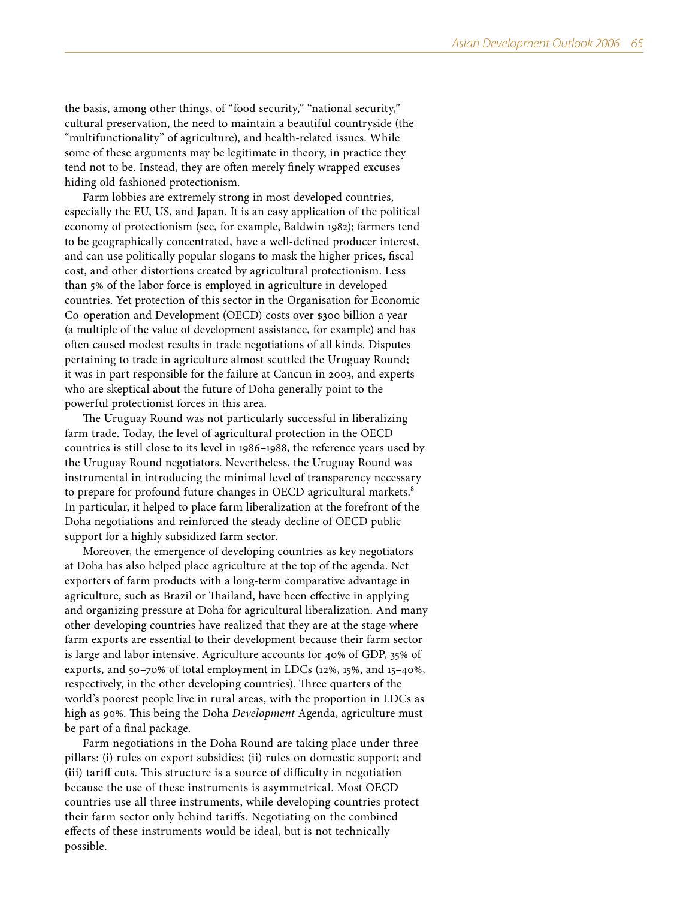the basis, among other things, of "food security," "national security," cultural preservation, the need to maintain a beautiful countryside (the "multifunctionality" of agriculture), and health-related issues. While some of these arguments may be legitimate in theory, in practice they tend not to be. Instead, they are often merely finely wrapped excuses hiding old-fashioned protectionism.

Farm lobbies are extremely strong in most developed countries, especially the EU, US, and Japan. It is an easy application of the political economy of protectionism (see, for example, Baldwin 1982); farmers tend to be geographically concentrated, have a well-defined producer interest, and can use politically popular slogans to mask the higher prices, fiscal cost, and other distortions created by agricultural protectionism. Less than 5% of the labor force is employed in agriculture in developed countries. Yet protection of this sector in the Organisation for Economic Co-operation and Development (OECD) costs over $300 billion a year (a multiple of the value of development assistance, for example) and has often caused modest results in trade negotiations of all kinds. Disputes pertaining to trade in agriculture almost scuttled the Uruguay Round; it was in part responsible for the failure at Cancun in 2003, and experts who are skeptical about the future of Doha generally point to the powerful protectionist forces in this area.

The Uruguay Round was not particularly successful in liberalizing farm trade. Today, the level of agricultural protection in the OECD countries is still close to its level in 1986–1988, the reference years used by the Uruguay Round negotiators. Nevertheless, the Uruguay Round was instrumental in introducing the minimal level of transparency necessary to prepare for profound future changes in OECD agricultural markets.[8] In particular, it helped to place farm liberalization at the forefront of the Doha negotiations and reinforced the steady decline of OECD public support for a highly subsidized farm sector.

Moreover, the emergence of developing countries as key negotiators at Doha has also helped place agriculture at the top of the agenda. Net exporters of farm products with a long-term comparative advantage in agriculture, such as Brazil or Thailand, have been effective in applying and organizing pressure at Doha for agricultural liberalization. And many other developing countries have realized that they are at the stage where farm exports are essential to their development because their farm sector is large and labor intensive. Agriculture accounts for 40% of GDP, 35% of exports, and 50–70% of total employment in LDCs (12%, 15%, and 15–40%, respectively, in the other developing countries). Three quarters of the world's poorest people live in rural areas, with the proportion in LDCs as high as 90%. This being the Doha *Development* Agenda, agriculture must be part of a final package.

Farm negotiations in the Doha Round are taking place under three pillars: (i) rules on export subsidies; (ii) rules on domestic support; and (iii) tariff cuts. This structure is a source of difficulty in negotiation because the use of these instruments is asymmetrical. Most OECD countries use all three instruments, while developing countries protect their farm sector only behind tariffs. Negotiating on the combined effects of these instruments would be ideal, but is not technically possible.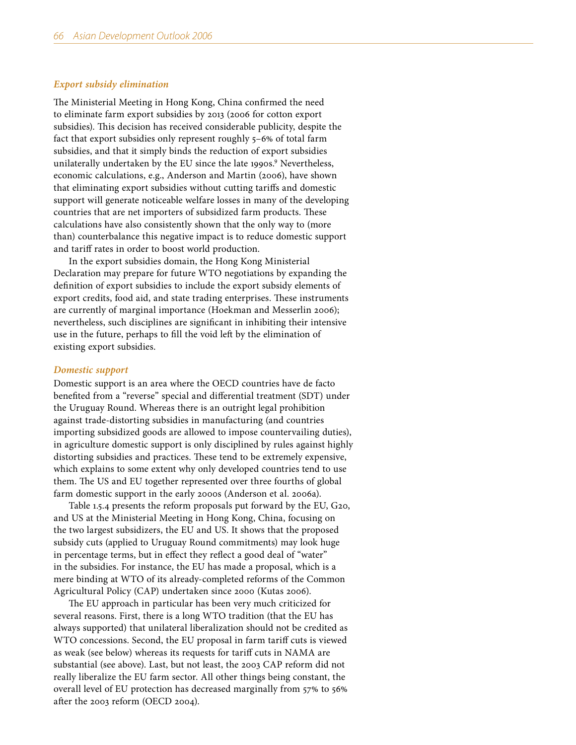### *Export subsidy elimination*

The Ministerial Meeting in Hong Kong, China confirmed the need to eliminate farm export subsidies by 2013 (2006 for cotton export subsidies). This decision has received considerable publicity, despite the fact that export subsidies only represent roughly 5–6% of total farm subsidies, and that it simply binds the reduction of export subsidies unilaterally undertaken by the EU since the late 1990s.[9] Nevertheless, economic calculations, e.g., Anderson and Martin (2006), have shown that eliminating export subsidies without cutting tariffs and domestic support will generate noticeable welfare losses in many of the developing countries that are net importers of subsidized farm products. These calculations have also consistently shown that the only way to (more than) counterbalance this negative impact is to reduce domestic support and tariff rates in order to boost world production.

In the export subsidies domain, the Hong Kong Ministerial Declaration may prepare for future WTO negotiations by expanding the definition of export subsidies to include the export subsidy elements of export credits, food aid, and state trading enterprises. These instruments are currently of marginal importance (Hoekman and Messerlin 2006); nevertheless, such disciplines are significant in inhibiting their intensive use in the future, perhaps to fill the void left by the elimination of existing export subsidies.

### *Domestic support*

Domestic support is an area where the OECD countries have de facto benefited from a "reverse" special and differential treatment (SDT) under the Uruguay Round. Whereas there is an outright legal prohibition against trade-distorting subsidies in manufacturing (and countries importing subsidized goods are allowed to impose countervailing duties), in agriculture domestic support is only disciplined by rules against highly distorting subsidies and practices. These tend to be extremely expensive, which explains to some extent why only developed countries tend to use them. The US and EU together represented over three fourths of global farm domestic support in the early 2000s (Anderson et al. 2006a).

Table 1.5.4 presents the reform proposals put forward by the EU, G20, and US at the Ministerial Meeting in Hong Kong, China, focusing on the two largest subsidizers, the EU and US. It shows that the proposed subsidy cuts (applied to Uruguay Round commitments) may look huge in percentage terms, but in effect they reflect a good deal of "water" in the subsidies. For instance, the EU has made a proposal, which is a mere binding at WTO of its already-completed reforms of the Common Agricultural Policy (CAP) undertaken since 2000 (Kutas 2006).

The EU approach in particular has been very much criticized for several reasons. First, there is a long WTO tradition (that the EU has always supported) that unilateral liberalization should not be credited as WTO concessions. Second, the EU proposal in farm tariff cuts is viewed as weak (see below) whereas its requests for tariff cuts in NAMA are substantial (see above). Last, but not least, the 2003 CAP reform did not really liberalize the EU farm sector. All other things being constant, the overall level of EU protection has decreased marginally from 57% to 56% after the 2003 reform (OECD 2004).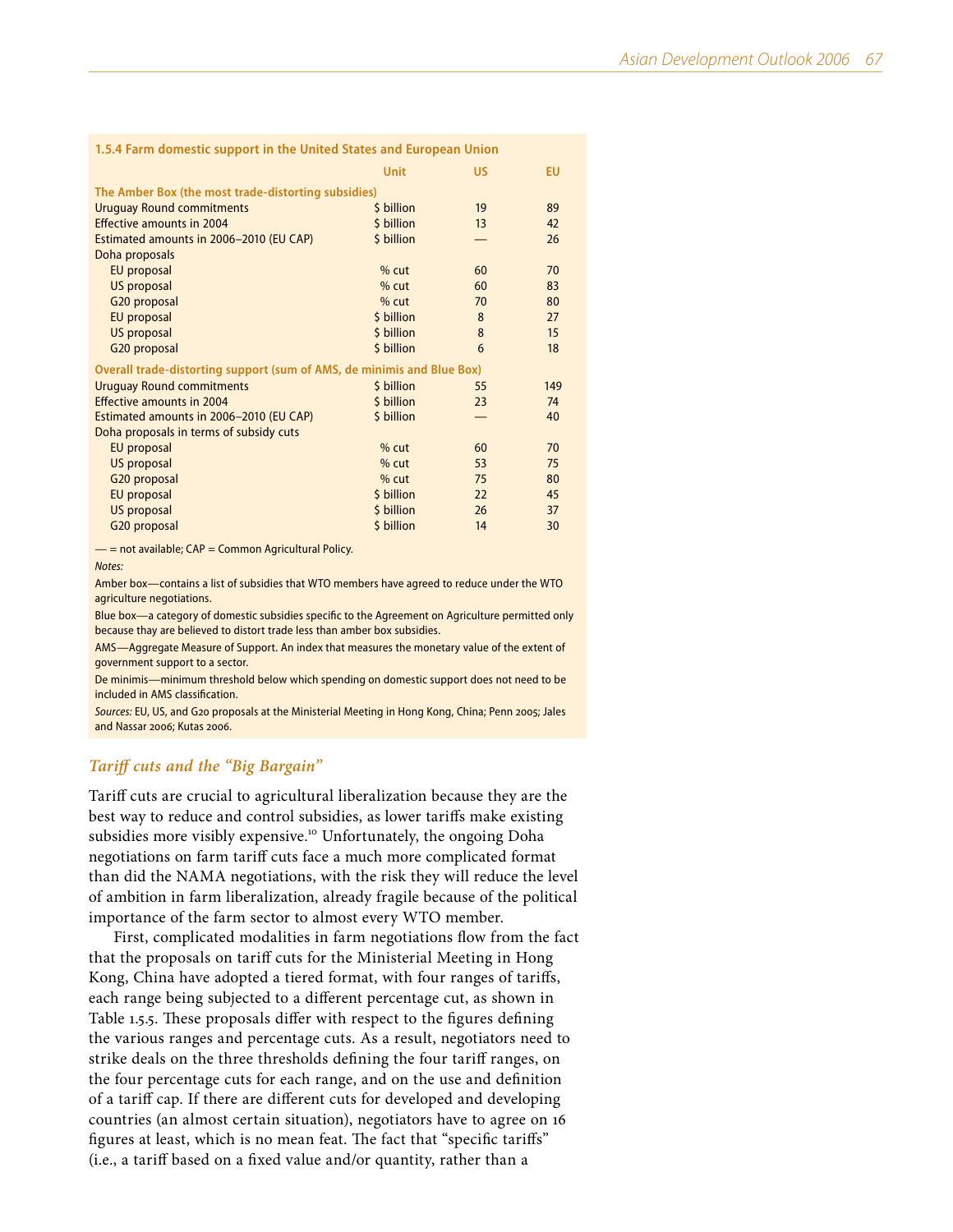**1.5.4 Farm domestic support in the United States and European Union**

| | Unit | US | EU |
|---|---|---|---|
| **The Amber Box (the most trade-distorting subsidies)** | | | |
| Uruguay Round commitments | $ billion | 19 | 89 |
| Effective amounts in 2004 | $ billion | 13 | 42 |
| Estimated amounts in 2006–2010 (EU CAP) | $ billion | — | 26 |
| Doha proposals | | | |
| EU proposal | % cut | 60 | 70 |
| US proposal | % cut | 60 | 83 |
| G20 proposal | % cut | 70 | 80 |
| EU proposal | $ billion | 8 | 27 |
| US proposal | $ billion | 8 | 15 |
| G20 proposal | $ billion | 6 | 18 |
| **Overall trade-distorting support (sum of AMS, de minimis and Blue Box)** | | | |
| Uruguay Round commitments | $ billion | 55 | 149 |
| Effective amounts in 2004 | $ billion | 23 | 74 |
| Estimated amounts in 2006–2010 (EU CAP) | $ billion | — | 40 |
| Doha proposals in terms of subsidy cuts | | | |
| EU proposal | % cut | 60 | 70 |
| US proposal | % cut | 53 | 75 |
| G20 proposal | % cut | 75 | 80 |
| EU proposal | $ billion | 22 | 45 |
| US proposal | $ billion | 26 | 37 |
| G20 proposal | $ billion | 14 | 30 |

— = not available; CAP = Common Agricultural Policy.

*Notes:*

Amber box—contains a list of subsidies that WTO members have agreed to reduce under the WTO agriculture negotiations.

Blue box—a category of domestic subsidies specific to the Agreement on Agriculture permitted only because thay are believed to distort trade less than amber box subsidies.

AMS—Aggregate Measure of Support. An index that measures the monetary value of the extent of government support to a sector.

De minimis—minimum threshold below which spending on domestic support does not need to be included in AMS classification.

*Sources:* EU, US, and G20 proposals at the Ministerial Meeting in Hong Kong, China; Penn 2005; Jales and Nassar 2006; Kutas 2006.

### *Tariff cuts and the "Big Bargain"*

Tariff cuts are crucial to agricultural liberalization because they are the best way to reduce and control subsidies, as lower tariffs make existing subsidies more visibly expensive.[10] Unfortunately, the ongoing Doha negotiations on farm tariff cuts face a much more complicated format than did the NAMA negotiations, with the risk they will reduce the level of ambition in farm liberalization, already fragile because of the political importance of the farm sector to almost every WTO member.

First, complicated modalities in farm negotiations flow from the fact that the proposals on tariff cuts for the Ministerial Meeting in Hong Kong, China have adopted a tiered format, with four ranges of tariffs, each range being subjected to a different percentage cut, as shown in Table 1.5.5. These proposals differ with respect to the figures defining the various ranges and percentage cuts. As a result, negotiators need to strike deals on the three thresholds defining the four tariff ranges, on the four percentage cuts for each range, and on the use and definition of a tariff cap. If there are different cuts for developed and developing countries (an almost certain situation), negotiators have to agree on 16 figures at least, which is no mean feat. The fact that "specific tariffs" (i.e., a tariff based on a fixed value and/or quantity, rather than a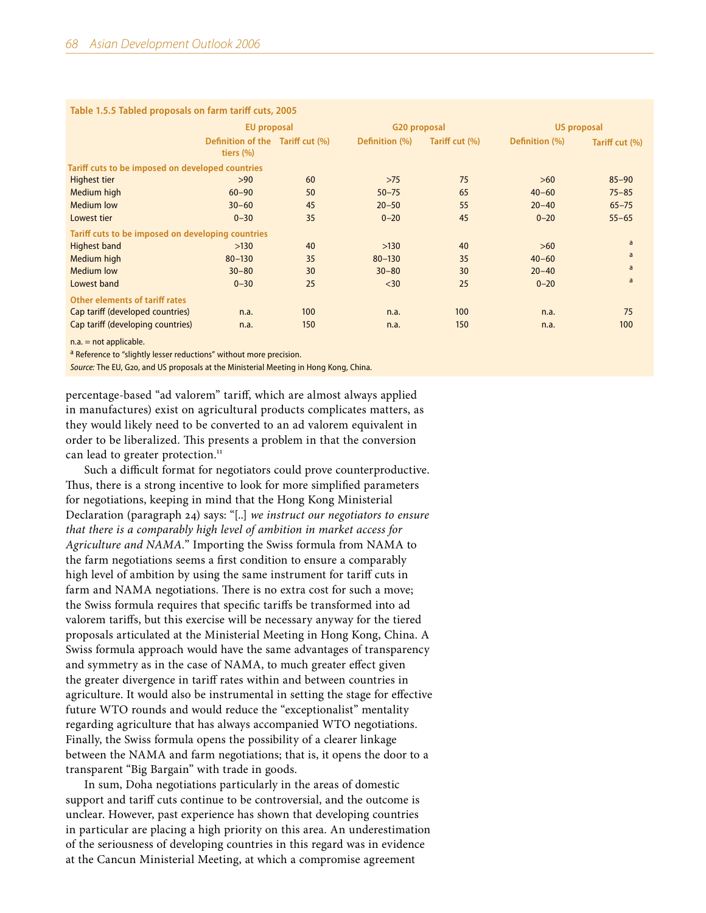**Table 1.5.5 Tabled proposals on farm tariff cuts, 2005**

| | EU proposal | | G20 proposal | | US proposal | |
|---|---|---|---|---|---|---|
| | Definition of the tiers (%) | Tariff cut (%) | Definition (%) | Tariff cut (%) | Definition (%) | Tariff cut (%) |
| **Tariff cuts to be imposed on developed countries** | | | | | | |
| Highest tier | >90 | 60 | >75 | 75 | >60 | 85–90 |
| Medium high | 60–90 | 50 | 50–75 | 65 | 40–60 | 75–85 |
| Medium low | 30–60 | 45 | 20–50 | 55 | 20–40 | 65–75 |
| Lowest tier | 0–30 | 35 | 0–20 | 45 | 0–20 | 55–65 |
| **Tariff cuts to be imposed on developing countries** | | | | | | |
| Highest band | >130 | 40 | >130 | 40 | >60 | a |
| Medium high | 80–130 | 35 | 80–130 | 35 | 40–60 | a |
| Medium low | 30–80 | 30 | 30–80 | 30 | 20–40 | a |
| Lowest band | 0–30 | 25 | <30 | 25 | 0–20 | a |
| **Other elements of tariff rates** | | | | | | |
| Cap tariff (developed countries) | n.a. | 100 | n.a. | 100 | n.a. | 75 |
| Cap tariff (developing countries) | n.a. | 150 | n.a. | 150 | n.a. | 100 |

n.a. = not applicable.

[a] Reference to "slightly lesser reductions" without more precision.

*Source:* The EU, G20, and US proposals at the Ministerial Meeting in Hong Kong, China.

percentage-based "ad valorem" tariff, which are almost always applied in manufactures) exist on agricultural products complicates matters, as they would likely need to be converted to an ad valorem equivalent in order to be liberalized. This presents a problem in that the conversion can lead to greater protection.[11]

Such a difficult format for negotiators could prove counterproductive. Thus, there is a strong incentive to look for more simplified parameters for negotiations, keeping in mind that the Hong Kong Ministerial Declaration (paragraph 24) says: "[..] *we instruct our negotiators to ensure that there is a comparably high level of ambition in market access for Agriculture and NAMA*." Importing the Swiss formula from NAMA to the farm negotiations seems a first condition to ensure a comparably high level of ambition by using the same instrument for tariff cuts in farm and NAMA negotiations. There is no extra cost for such a move; the Swiss formula requires that specific tariffs be transformed into ad valorem tariffs, but this exercise will be necessary anyway for the tiered proposals articulated at the Ministerial Meeting in Hong Kong, China. A Swiss formula approach would have the same advantages of transparency and symmetry as in the case of NAMA, to much greater effect given the greater divergence in tariff rates within and between countries in agriculture. It would also be instrumental in setting the stage for effective future WTO rounds and would reduce the "exceptionalist" mentality regarding agriculture that has always accompanied WTO negotiations. Finally, the Swiss formula opens the possibility of a clearer linkage between the NAMA and farm negotiations; that is, it opens the door to a transparent "Big Bargain" with trade in goods.

In sum, Doha negotiations particularly in the areas of domestic support and tariff cuts continue to be controversial, and the outcome is unclear. However, past experience has shown that developing countries in particular are placing a high priority on this area. An underestimation of the seriousness of developing countries in this regard was in evidence at the Cancun Ministerial Meeting, at which a compromise agreement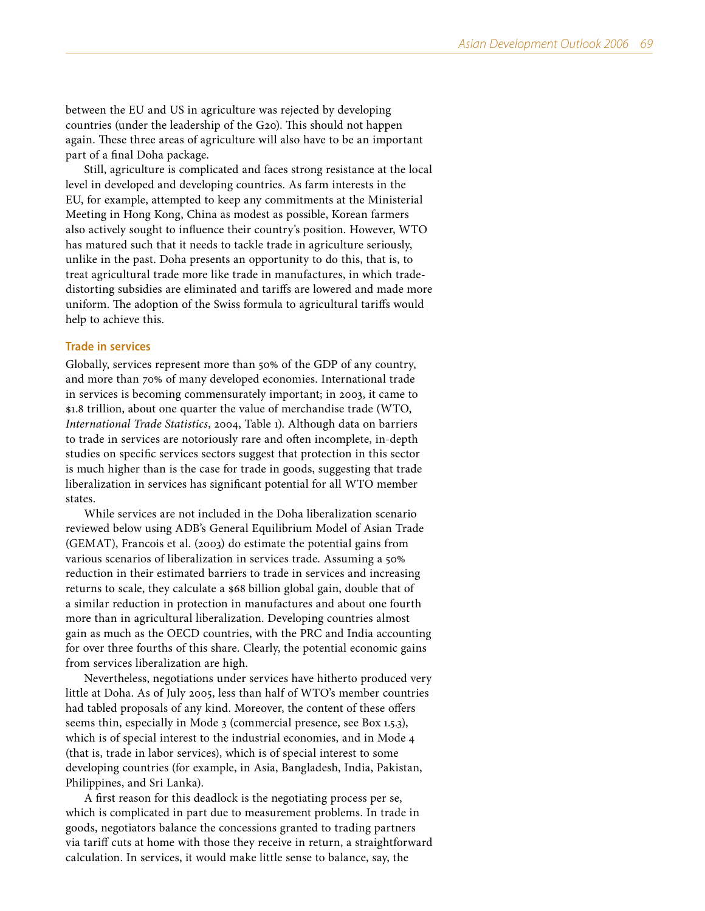between the EU and US in agriculture was rejected by developing countries (under the leadership of the G20). This should not happen again. These three areas of agriculture will also have to be an important part of a final Doha package.

Still, agriculture is complicated and faces strong resistance at the local level in developed and developing countries. As farm interests in the EU, for example, attempted to keep any commitments at the Ministerial Meeting in Hong Kong, China as modest as possible, Korean farmers also actively sought to influence their country's position. However, WTO has matured such that it needs to tackle trade in agriculture seriously, unlike in the past. Doha presents an opportunity to do this, that is, to treat agricultural trade more like trade in manufactures, in which trade-distorting subsidies are eliminated and tariffs are lowered and made more uniform. The adoption of the Swiss formula to agricultural tariffs would help to achieve this.

### Trade in services

Globally, services represent more than 50% of the GDP of any country, and more than 70% of many developed economies. International trade in services is becoming commensurately important; in 2003, it came to $1.8 trillion, about one quarter the value of merchandise trade (WTO, *International Trade Statistics*, 2004, Table 1). Although data on barriers to trade in services are notoriously rare and often incomplete, in-depth studies on specific services sectors suggest that protection in this sector is much higher than is the case for trade in goods, suggesting that trade liberalization in services has significant potential for all WTO member states.

While services are not included in the Doha liberalization scenario reviewed below using ADB's General Equilibrium Model of Asian Trade (GEMAT), Francois et al. (2003) do estimate the potential gains from various scenarios of liberalization in services trade. Assuming a 50% reduction in their estimated barriers to trade in services and increasing returns to scale, they calculate a $68 billion global gain, double that of a similar reduction in protection in manufactures and about one fourth more than in agricultural liberalization. Developing countries almost gain as much as the OECD countries, with the PRC and India accounting for over three fourths of this share. Clearly, the potential economic gains from services liberalization are high.

Nevertheless, negotiations under services have hitherto produced very little at Doha. As of July 2005, less than half of WTO's member countries had tabled proposals of any kind. Moreover, the content of these offers seems thin, especially in Mode 3 (commercial presence, see Box 1.5.3), which is of special interest to the industrial economies, and in Mode 4 (that is, trade in labor services), which is of special interest to some developing countries (for example, in Asia, Bangladesh, India, Pakistan, Philippines, and Sri Lanka).

A first reason for this deadlock is the negotiating process per se, which is complicated in part due to measurement problems. In trade in goods, negotiators balance the concessions granted to trading partners via tariff cuts at home with those they receive in return, a straightforward calculation. In services, it would make little sense to balance, say, the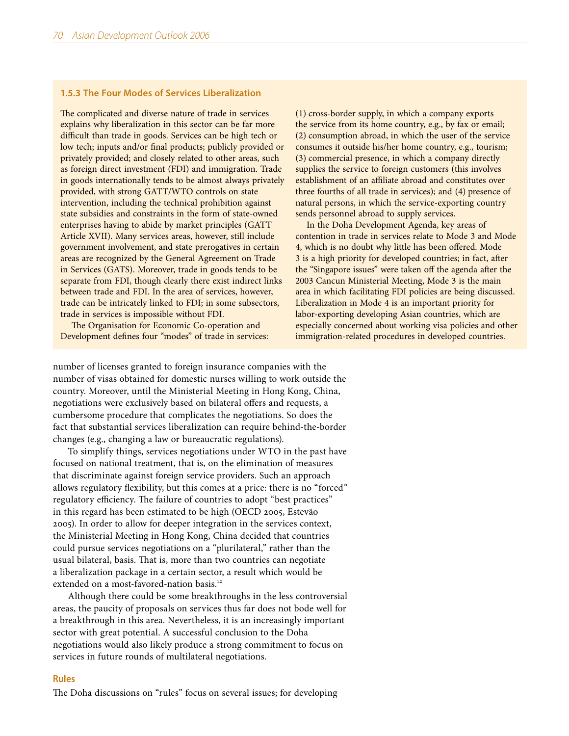### 1.5.3 The Four Modes of Services Liberalization

The complicated and diverse nature of trade in services explains why liberalization in this sector can be far more difficult than trade in goods. Services can be high tech or low tech; inputs and/or final products; publicly provided or privately provided; and closely related to other areas, such as foreign direct investment (FDI) and immigration. Trade in goods internationally tends to be almost always privately provided, with strong GATT/WTO controls on state intervention, including the technical prohibition against state subsidies and constraints in the form of state-owned enterprises having to abide by market principles (GATT Article XVII). Many services areas, however, still include government involvement, and state prerogatives in certain areas are recognized by the General Agreement on Trade in Services (GATS). Moreover, trade in goods tends to be separate from FDI, though clearly there exist indirect links between trade and FDI. In the area of services, however, trade can be intricately linked to FDI; in some subsectors, trade in services is impossible without FDI.

The Organisation for Economic Co-operation and Development defines four "modes" of trade in services: (1) cross-border supply, in which a company exports the service from its home country, e.g., by fax or email; (2) consumption abroad, in which the user of the service consumes it outside his/her home country, e.g., tourism; (3) commercial presence, in which a company directly supplies the service to foreign customers (this involves establishment of an affiliate abroad and constitutes over three fourths of all trade in services); and (4) presence of natural persons, in which the service-exporting country sends personnel abroad to supply services.

In the Doha Development Agenda, key areas of contention in trade in services relate to Mode 3 and Mode 4, which is no doubt why little has been offered. Mode 3 is a high priority for developed countries; in fact, after the "Singapore issues" were taken off the agenda after the 2003 Cancun Ministerial Meeting, Mode 3 is the main area in which facilitating FDI policies are being discussed. Liberalization in Mode 4 is an important priority for labor-exporting developing Asian countries, which are especially concerned about working visa policies and other immigration-related procedures in developed countries.

number of licenses granted to foreign insurance companies with the number of visas obtained for domestic nurses willing to work outside the country. Moreover, until the Ministerial Meeting in Hong Kong, China, negotiations were exclusively based on bilateral offers and requests, a cumbersome procedure that complicates the negotiations. So does the fact that substantial services liberalization can require behind-the-border changes (e.g., changing a law or bureaucratic regulations).

To simplify things, services negotiations under WTO in the past have focused on national treatment, that is, on the elimination of measures that discriminate against foreign service providers. Such an approach allows regulatory flexibility, but this comes at a price: there is no "forced" regulatory efficiency. The failure of countries to adopt "best practices" in this regard has been estimated to be high (OECD 2005, Estevão 2005). In order to allow for deeper integration in the services context, the Ministerial Meeting in Hong Kong, China decided that countries could pursue services negotiations on a "plurilateral," rather than the usual bilateral, basis. That is, more than two countries can negotiate a liberalization package in a certain sector, a result which would be extended on a most-favored-nation basis.[12]

Although there could be some breakthroughs in the less controversial areas, the paucity of proposals on services thus far does not bode well for a breakthrough in this area. Nevertheless, it is an increasingly important sector with great potential. A successful conclusion to the Doha negotiations would also likely produce a strong commitment to focus on services in future rounds of multilateral negotiations.

### Rules

The Doha discussions on "rules" focus on several issues; for developing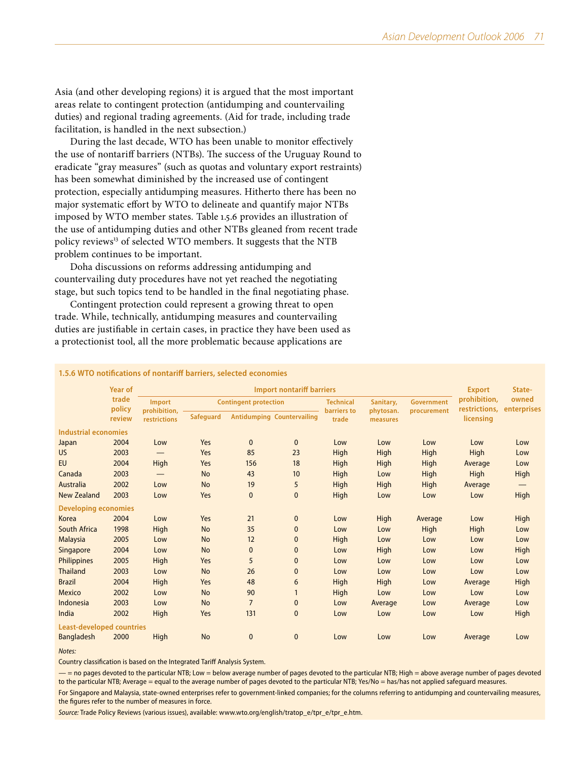Asia (and other developing regions) it is argued that the most important areas relate to contingent protection (antidumping and countervailing duties) and regional trading agreements. (Aid for trade, including trade facilitation, is handled in the next subsection.)

During the last decade, WTO has been unable to monitor effectively the use of nontariff barriers (NTBs). The success of the Uruguay Round to eradicate "gray measures" (such as quotas and voluntary export restraints) has been somewhat diminished by the increased use of contingent protection, especially antidumping measures. Hitherto there has been no major systematic effort by WTO to delineate and quantify major NTBs imposed by WTO member states. Table 1.5.6 provides an illustration of the use of antidumping duties and other NTBs gleaned from recent trade policy reviews[13] of selected WTO members. It suggests that the NTB problem continues to be important.

Doha discussions on reforms addressing antidumping and countervailing duty procedures have not yet reached the negotiating stage, but such topics tend to be handled in the final negotiating phase.

Contingent protection could represent a growing threat to open trade. While, technically, antidumping measures and countervailing duties are justifiable in certain cases, in practice they have been used as a protectionist tool, all the more problematic because applications are

**1.5.6 WTO notifications of nontariff barriers, selected economies**

| | Year of trade policy review | Import nontariff barriers | | | | | | | Export prohibition, restrictions, licensing | State-owned enterprises |
|---|---|---|---|---|---|---|---|---|---|---|
| | | Import prohibition, restrictions | Contingent protection | | | Technical barriers to trade | Sanitary, phytosan. measures | Government procurement | | |
| | | | Safeguard | Antidumping | Countervailing | | | | | |
| **Industrial economies** | | | | | | | | | | |
| Japan | 2004 | Low | Yes | 0 | 0 | Low | Low | Low | Low | Low |
| US | 2003 | — | Yes | 85 | 23 | High | High | High | High | Low |
| EU | 2004 | High | Yes | 156 | 18 | High | High | High | Average | Low |
| Canada | 2003 | — | No | 43 | 10 | High | Low | High | High | High |
| Australia | 2002 | Low | No | 19 | 5 | High | High | High | Average | — |
| New Zealand | 2003 | Low | Yes | 0 | 0 | High | Low | Low | Low | High |
| **Developing economies** | | | | | | | | | | |
| Korea | 2004 | Low | Yes | 21 | 0 | Low | High | Average | Low | High |
| South Africa | 1998 | High | No | 35 | 0 | Low | Low | High | High | Low |
| Malaysia | 2005 | Low | No | 12 | 0 | High | Low | Low | Low | Low |
| Singapore | 2004 | Low | No | 0 | 0 | Low | High | Low | Low | High |
| Philippines | 2005 | High | Yes | 5 | 0 | Low | Low | Low | Low | Low |
| Thailand | 2003 | Low | No | 26 | 0 | Low | Low | Low | Low | Low |
| Brazil | 2004 | High | Yes | 48 | 6 | High | High | Low | Average | High |
| Mexico | 2002 | Low | No | 90 | 1 | High | Low | Low | Low | Low |
| Indonesia | 2003 | Low | No | 7 | 0 | Low | Average | Low | Average | Low |
| India | 2002 | High | Yes | 131 | 0 | Low | Low | Low | Low | High |
| **Least-developed countries** | | | | | | | | | | |
| Bangladesh | 2000 | High | No | 0 | 0 | Low | Low | Low | Average | Low |

*Notes:*

Country classification is based on the Integrated Tariff Analysis System.

— = no pages devoted to the particular NTB; Low = below average number of pages devoted to the particular NTB; High = above average number of pages devoted to the particular NTB; Average = equal to the average number of pages devoted to the particular NTB; Yes/No = has/has not applied safeguard measures.

For Singapore and Malaysia, state-owned enterprises refer to government-linked companies; for the columns referring to antidumping and countervailing measures, the figures refer to the number of measures in force.

*Source:* Trade Policy Reviews (various issues), available: www.wto.org/english/tratop_e/tpr_e/tpr_e.htm.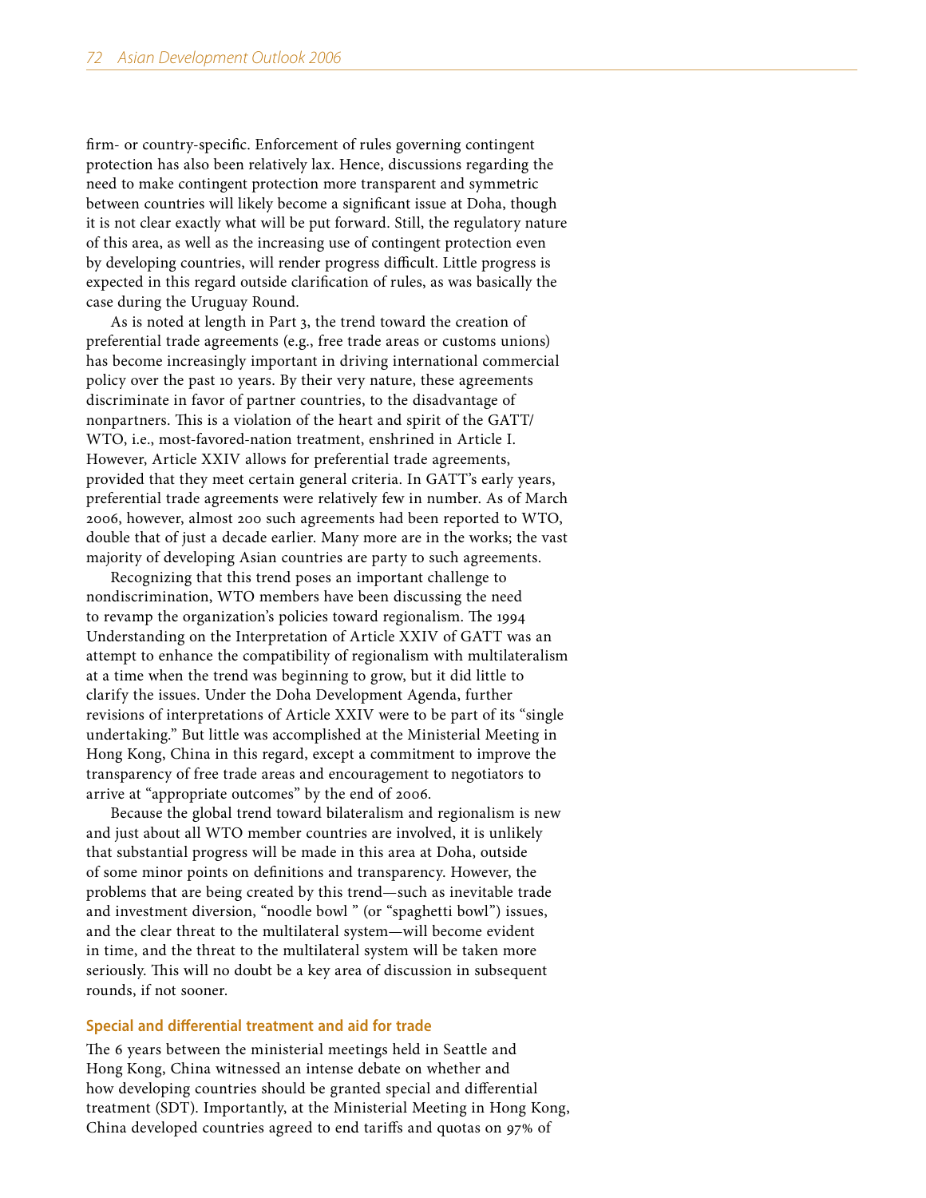firm- or country-specific. Enforcement of rules governing contingent protection has also been relatively lax. Hence, discussions regarding the need to make contingent protection more transparent and symmetric between countries will likely become a significant issue at Doha, though it is not clear exactly what will be put forward. Still, the regulatory nature of this area, as well as the increasing use of contingent protection even by developing countries, will render progress difficult. Little progress is expected in this regard outside clarification of rules, as was basically the case during the Uruguay Round.

As is noted at length in Part 3, the trend toward the creation of preferential trade agreements (e.g., free trade areas or customs unions) has become increasingly important in driving international commercial policy over the past 10 years. By their very nature, these agreements discriminate in favor of partner countries, to the disadvantage of nonpartners. This is a violation of the heart and spirit of the GATT/WTO, i.e., most-favored-nation treatment, enshrined in Article I. However, Article XXIV allows for preferential trade agreements, provided that they meet certain general criteria. In GATT's early years, preferential trade agreements were relatively few in number. As of March 2006, however, almost 200 such agreements had been reported to WTO, double that of just a decade earlier. Many more are in the works; the vast majority of developing Asian countries are party to such agreements.

Recognizing that this trend poses an important challenge to nondiscrimination, WTO members have been discussing the need to revamp the organization's policies toward regionalism. The 1994 Understanding on the Interpretation of Article XXIV of GATT was an attempt to enhance the compatibility of regionalism with multilateralism at a time when the trend was beginning to grow, but it did little to clarify the issues. Under the Doha Development Agenda, further revisions of interpretations of Article XXIV were to be part of its "single undertaking." But little was accomplished at the Ministerial Meeting in Hong Kong, China in this regard, except a commitment to improve the transparency of free trade areas and encouragement to negotiators to arrive at "appropriate outcomes" by the end of 2006.

Because the global trend toward bilateralism and regionalism is new and just about all WTO member countries are involved, it is unlikely that substantial progress will be made in this area at Doha, outside of some minor points on definitions and transparency. However, the problems that are being created by this trend—such as inevitable trade and investment diversion, "noodle bowl " (or "spaghetti bowl") issues, and the clear threat to the multilateral system—will become evident in time, and the threat to the multilateral system will be taken more seriously. This will no doubt be a key area of discussion in subsequent rounds, if not sooner.

### Special and differential treatment and aid for trade

The 6 years between the ministerial meetings held in Seattle and Hong Kong, China witnessed an intense debate on whether and how developing countries should be granted special and differential treatment (SDT). Importantly, at the Ministerial Meeting in Hong Kong, China developed countries agreed to end tariffs and quotas on 97% of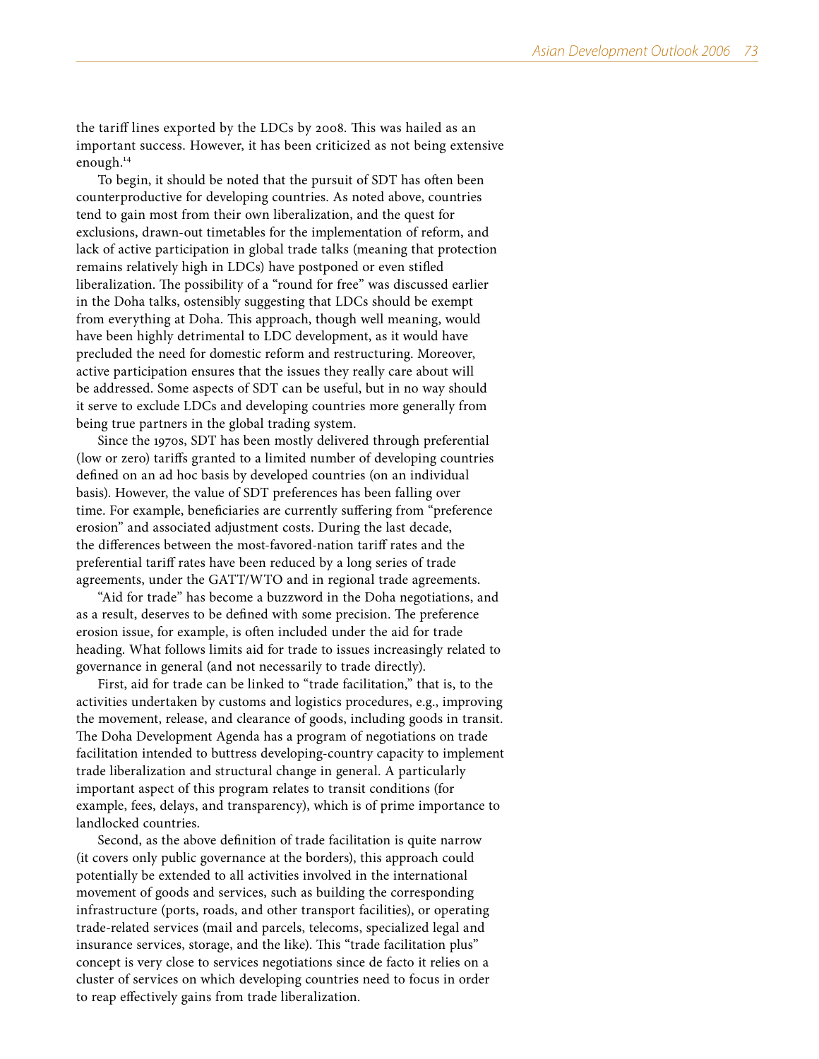the tariff lines exported by the LDCs by 2008. This was hailed as an important success. However, it has been criticized as not being extensive enough.[14]

To begin, it should be noted that the pursuit of SDT has often been counterproductive for developing countries. As noted above, countries tend to gain most from their own liberalization, and the quest for exclusions, drawn-out timetables for the implementation of reform, and lack of active participation in global trade talks (meaning that protection remains relatively high in LDCs) have postponed or even stifled liberalization. The possibility of a "round for free" was discussed earlier in the Doha talks, ostensibly suggesting that LDCs should be exempt from everything at Doha. This approach, though well meaning, would have been highly detrimental to LDC development, as it would have precluded the need for domestic reform and restructuring. Moreover, active participation ensures that the issues they really care about will be addressed. Some aspects of SDT can be useful, but in no way should it serve to exclude LDCs and developing countries more generally from being true partners in the global trading system.

Since the 1970s, SDT has been mostly delivered through preferential (low or zero) tariffs granted to a limited number of developing countries defined on an ad hoc basis by developed countries (on an individual basis). However, the value of SDT preferences has been falling over time. For example, beneficiaries are currently suffering from "preference erosion" and associated adjustment costs. During the last decade, the differences between the most-favored-nation tariff rates and the preferential tariff rates have been reduced by a long series of trade agreements, under the GATT/WTO and in regional trade agreements.

"Aid for trade" has become a buzzword in the Doha negotiations, and as a result, deserves to be defined with some precision. The preference erosion issue, for example, is often included under the aid for trade heading. What follows limits aid for trade to issues increasingly related to governance in general (and not necessarily to trade directly).

First, aid for trade can be linked to "trade facilitation," that is, to the activities undertaken by customs and logistics procedures, e.g., improving the movement, release, and clearance of goods, including goods in transit. The Doha Development Agenda has a program of negotiations on trade facilitation intended to buttress developing-country capacity to implement trade liberalization and structural change in general. A particularly important aspect of this program relates to transit conditions (for example, fees, delays, and transparency), which is of prime importance to landlocked countries.

Second, as the above definition of trade facilitation is quite narrow (it covers only public governance at the borders), this approach could potentially be extended to all activities involved in the international movement of goods and services, such as building the corresponding infrastructure (ports, roads, and other transport facilities), or operating trade-related services (mail and parcels, telecoms, specialized legal and insurance services, storage, and the like). This "trade facilitation plus" concept is very close to services negotiations since de facto it relies on a cluster of services on which developing countries need to focus in order to reap effectively gains from trade liberalization.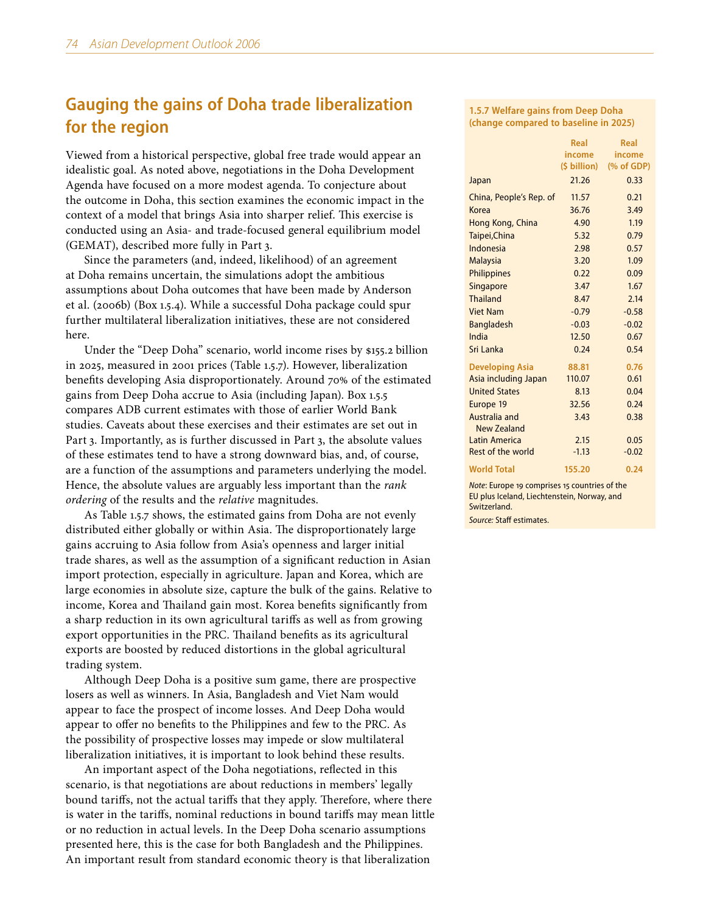## Gauging the gains of Doha trade liberalization for the region

Viewed from a historical perspective, global free trade would appear an idealistic goal. As noted above, negotiations in the Doha Development Agenda have focused on a more modest agenda. To conjecture about the outcome in Doha, this section examines the economic impact in the context of a model that brings Asia into sharper relief. This exercise is conducted using an Asia- and trade-focused general equilibrium model (GEMAT), described more fully in Part 3.

Since the parameters (and, indeed, likelihood) of an agreement at Doha remains uncertain, the simulations adopt the ambitious assumptions about Doha outcomes that have been made by Anderson et al. (2006b) (Box 1.5.4). While a successful Doha package could spur further multilateral liberalization initiatives, these are not considered here.

Under the "Deep Doha" scenario, world income rises by $155.2 billion in 2025, measured in 2001 prices (Table 1.5.7). However, liberalization benefits developing Asia disproportionately. Around 70% of the estimated gains from Deep Doha accrue to Asia (including Japan). Box 1.5.5 compares ADB current estimates with those of earlier World Bank studies. Caveats about these exercises and their estimates are set out in Part 3. Importantly, as is further discussed in Part 3, the absolute values of these estimates tend to have a strong downward bias, and, of course, are a function of the assumptions and parameters underlying the model. Hence, the absolute values are arguably less important than the *rank ordering* of the results and the *relative* magnitudes.

As Table 1.5.7 shows, the estimated gains from Doha are not evenly distributed either globally or within Asia. The disproportionately large gains accruing to Asia follow from Asia's openness and larger initial trade shares, as well as the assumption of a significant reduction in Asian import protection, especially in agriculture. Japan and Korea, which are large economies in absolute size, capture the bulk of the gains. Relative to income, Korea and Thailand gain most. Korea benefits significantly from a sharp reduction in its own agricultural tariffs as well as from growing export opportunities in the PRC. Thailand benefits as its agricultural exports are boosted by reduced distortions in the global agricultural trading system.

Although Deep Doha is a positive sum game, there are prospective losers as well as winners. In Asia, Bangladesh and Viet Nam would appear to face the prospect of income losses. And Deep Doha would appear to offer no benefits to the Philippines and few to the PRC. As the possibility of prospective losses may impede or slow multilateral liberalization initiatives, it is important to look behind these results.

An important aspect of the Doha negotiations, reflected in this scenario, is that negotiations are about reductions in members' legally bound tariffs, not the actual tariffs that they apply. Therefore, where there is water in the tariffs, nominal reductions in bound tariffs may mean little or no reduction in actual levels. In the Deep Doha scenario assumptions presented here, this is the case for both Bangladesh and the Philippines. An important result from standard economic theory is that liberalization

**1.5.7 Welfare gains from Deep Doha (change compared to baseline in 2025)**

| | Real income ($ billion) | Real income (% of GDP) |
|---|---|---|
| Japan | 21.26 | 0.33 |
| China, People's Rep. of | 11.57 | 0.21 |
| Korea | 36.76 | 3.49 |
| Hong Kong, China | 4.90 | 1.19 |
| Taipei,China | 5.32 | 0.79 |
| Indonesia | 2.98 | 0.57 |
| Malaysia | 3.20 | 1.09 |
| Philippines | 0.22 | 0.09 |
| Singapore | 3.47 | 1.67 |
| Thailand | 8.47 | 2.14 |
| Viet Nam | -0.79 | -0.58 |
| Bangladesh | -0.03 | -0.02 |
| India | 12.50 | 0.67 |
| Sri Lanka | 0.24 | 0.54 |
| **Developing Asia** | **88.81** | **0.76** |
| Asia including Japan | 110.07 | 0.61 |
| United States | 8.13 | 0.04 |
| Europe 19 | 32.56 | 0.24 |
| Australia and New Zealand | 3.43 | 0.38 |
| Latin America | 2.15 | 0.05 |
| Rest of the world | -1.13 | -0.02 |
| **World Total** | **155.20** | **0.24** |

*Note*: Europe 19 comprises 15 countries of the EU plus Iceland, Liechtenstein, Norway, and Switzerland.

*Source:* Staff estimates.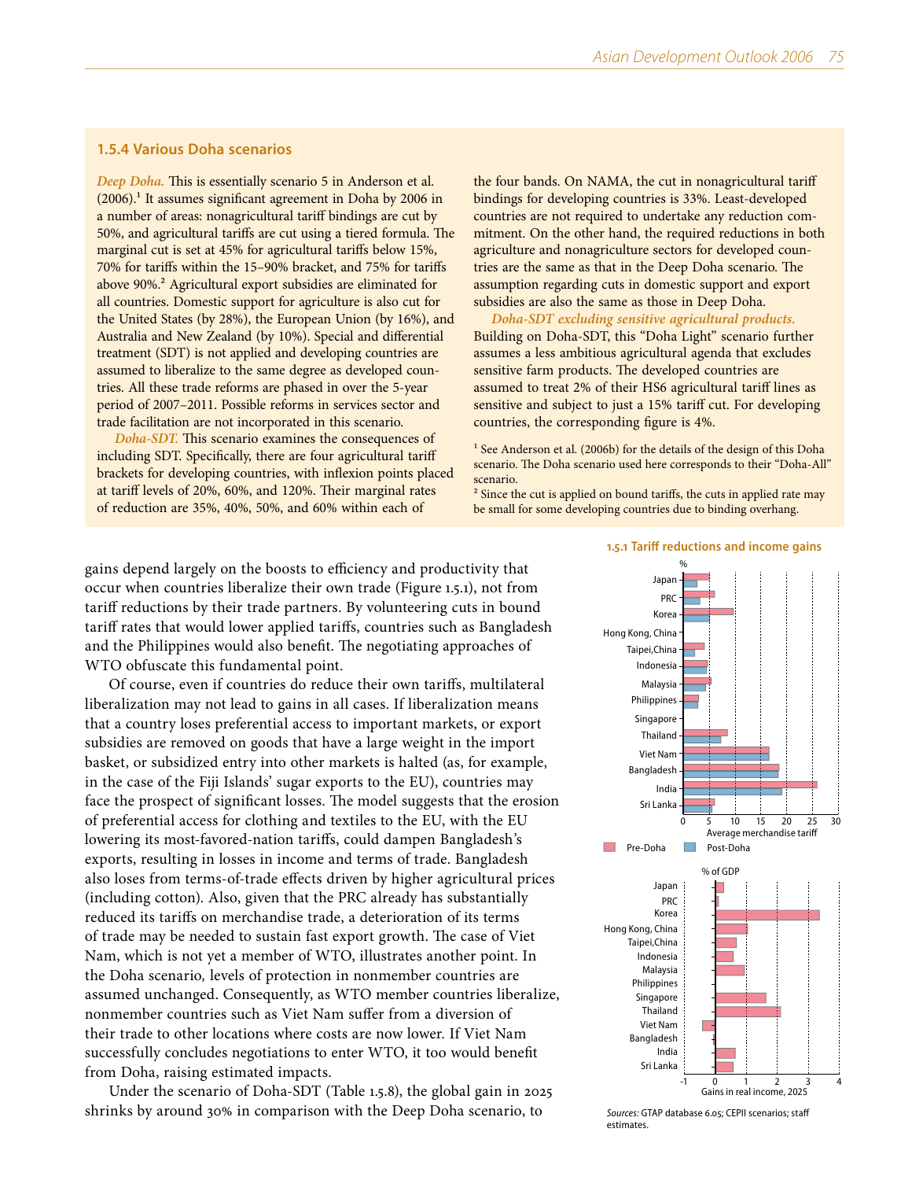### 1.5.4 Various Doha scenarios

*Deep Doha.* This is essentially scenario 5 in Anderson et al. (2006).[1] It assumes significant agreement in Doha by 2006 in a number of areas: nonagricultural tariff bindings are cut by 50%, and agricultural tariffs are cut using a tiered formula. The marginal cut is set at 45% for agricultural tariffs below 15%, 70% for tariffs within the 15–90% bracket, and 75% for tariffs above 90%.[2] Agricultural export subsidies are eliminated for all countries. Domestic support for agriculture is also cut for the United States (by 28%), the European Union (by 16%), and Australia and New Zealand (by 10%). Special and differential treatment (SDT) is not applied and developing countries are assumed to liberalize to the same degree as developed countries. All these trade reforms are phased in over the 5-year period of 2007–2011. Possible reforms in services sector and trade facilitation are not incorporated in this scenario.

*Doha-SDT.* This scenario examines the consequences of including SDT. Specifically, there are four agricultural tariff brackets for developing countries, with inflexion points placed at tariff levels of 20%, 60%, and 120%. Their marginal rates of reduction are 35%, 40%, 50%, and 60% within each of the four bands. On NAMA, the cut in nonagricultural tariff bindings for developing countries is 33%. Least-developed countries are not required to undertake any reduction commitment. On the other hand, the required reductions in both agriculture and nonagriculture sectors for developed countries are the same as that in the Deep Doha scenario. The assumption regarding cuts in domestic support and export subsidies are also the same as those in Deep Doha.

*Doha-SDT excluding sensitive agricultural products.* Building on Doha-SDT, this "Doha Light" scenario further assumes a less ambitious agricultural agenda that excludes sensitive farm products. The developed countries are assumed to treat 2% of their HS6 agricultural tariff lines as sensitive and subject to just a 15% tariff cut. For developing countries, the corresponding figure is 4%.

[1] See Anderson et al. (2006b) for the details of the design of this Doha scenario. The Doha scenario used here corresponds to their "Doha-All" scenario.

[2] Since the cut is applied on bound tariffs, the cuts in applied rate may be small for some developing countries due to binding overhang.

gains depend largely on the boosts to efficiency and productivity that occur when countries liberalize their own trade (Figure 1.5.1), not from tariff reductions by their trade partners. By volunteering cuts in bound tariff rates that would lower applied tariffs, countries such as Bangladesh and the Philippines would also benefit. The negotiating approaches of WTO obfuscate this fundamental point.

Of course, even if countries do reduce their own tariffs, multilateral liberalization may not lead to gains in all cases. If liberalization means that a country loses preferential access to important markets, or export subsidies are removed on goods that have a large weight in the import basket, or subsidized entry into other markets is halted (as, for example, in the case of the Fiji Islands' sugar exports to the EU), countries may face the prospect of significant losses. The model suggests that the erosion of preferential access for clothing and textiles to the EU, with the EU lowering its most-favored-nation tariffs, could dampen Bangladesh's exports, resulting in losses in income and terms of trade. Bangladesh also loses from terms-of-trade effects driven by higher agricultural prices (including cotton). Also, given that the PRC already has substantially reduced its tariffs on merchandise trade, a deterioration of its terms of trade may be needed to sustain fast export growth. The case of Viet Nam, which is not yet a member of WTO, illustrates another point. In the Doha scenario, levels of protection in nonmember countries are assumed unchanged. Consequently, as WTO member countries liberalize, nonmember countries such as Viet Nam suffer from a diversion of their trade to other locations where costs are now lower. If Viet Nam successfully concludes negotiations to enter WTO, it too would benefit from Doha, raising estimated impacts.

Under the scenario of Doha-SDT (Table 1.5.8), the global gain in 2025 shrinks by around 30% in comparison with the Deep Doha scenario, to

**1.5.1 Tariff reductions and income gains**

*Sources:* GTAP database 6.05; CEPII scenarios; staff estimates.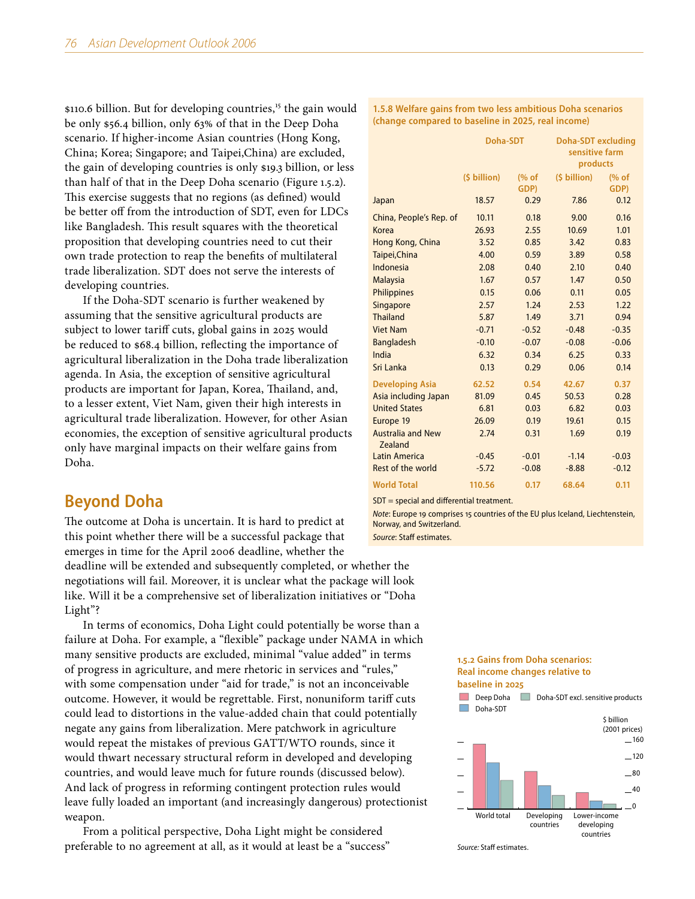$110.6 billion. But for developing countries,[15] the gain would be only $56.4 billion, only 63% of that in the Deep Doha scenario. If higher-income Asian countries (Hong Kong, China; Korea; Singapore; and Taipei,China) are excluded, the gain of developing countries is only $19.3 billion, or less than half of that in the Deep Doha scenario (Figure 1.5.2). This exercise suggests that no regions (as defined) would be better off from the introduction of SDT, even for LDCs like Bangladesh. This result squares with the theoretical proposition that developing countries need to cut their own trade protection to reap the benefits of multilateral trade liberalization. SDT does not serve the interests of developing countries.

If the Doha-SDT scenario is further weakened by assuming that the sensitive agricultural products are subject to lower tariff cuts, global gains in 2025 would be reduced to $68.4 billion, reflecting the importance of agricultural liberalization in the Doha trade liberalization agenda. In Asia, the exception of sensitive agricultural products are important for Japan, Korea, Thailand, and, to a lesser extent, Viet Nam, given their high interests in agricultural trade liberalization. However, for other Asian economies, the exception of sensitive agricultural products only have marginal impacts on their welfare gains from Doha.

**1.5.8 Welfare gains from two less ambitious Doha scenarios (change compared to baseline in 2025, real income)**

| | Doha-SDT | | Doha-SDT excluding sensitive farm products | |
|---|---|---|---|---|
| | ($ billion) | (% of GDP) | ($ billion) | (% of GDP) |
| Japan | 18.57 | 0.29 | 7.86 | 0.12 |
| China, People's Rep. of | 10.11 | 0.18 | 9.00 | 0.16 |
| Korea | 26.93 | 2.55 | 10.69 | 1.01 |
| Hong Kong, China | 3.52 | 0.85 | 3.42 | 0.83 |
| Taipei,China | 4.00 | 0.59 | 3.89 | 0.58 |
| Indonesia | 2.08 | 0.40 | 2.10 | 0.40 |
| Malaysia | 1.67 | 0.57 | 1.47 | 0.50 |
| Philippines | 0.15 | 0.06 | 0.11 | 0.05 |
| Singapore | 2.57 | 1.24 | 2.53 | 1.22 |
| Thailand | 5.87 | 1.49 | 3.71 | 0.94 |
| Viet Nam | -0.71 | -0.52 | -0.48 | -0.35 |
| Bangladesh | -0.10 | -0.07 | -0.08 | -0.06 |
| India | 6.32 | 0.34 | 6.25 | 0.33 |
| Sri Lanka | 0.13 | 0.29 | 0.06 | 0.14 |
| **Developing Asia** | **62.52** | **0.54** | **42.67** | **0.37** |
| Asia including Japan | 81.09 | 0.45 | 50.53 | 0.28 |
| United States | 6.81 | 0.03 | 6.82 | 0.03 |
| Europe 19 | 26.09 | 0.19 | 19.61 | 0.15 |
| Australia and New Zealand | 2.74 | 0.31 | 1.69 | 0.19 |
| Latin America | -0.45 | -0.01 | -1.14 | -0.03 |
| Rest of the world | -5.72 | -0.08 | -8.88 | -0.12 |
| **World Total** | **110.56** | **0.17** | **68.64** | **0.11** |

SDT = special and differential treatment.

*Note*: Europe 19 comprises 15 countries of the EU plus Iceland, Liechtenstein, Norway, and Switzerland.

*Source*: Staff estimates.

## Beyond Doha

The outcome at Doha is uncertain. It is hard to predict at this point whether there will be a successful package that emerges in time for the April 2006 deadline, whether the deadline will be extended and subsequently completed, or whether the negotiations will fail. Moreover, it is unclear what the package will look like. Will it be a comprehensive set of liberalization initiatives or "Doha Light"?

In terms of economics, Doha Light could potentially be worse than a failure at Doha. For example, a "flexible" package under NAMA in which many sensitive products are excluded, minimal "value added" in terms of progress in agriculture, and mere rhetoric in services and "rules," with some compensation under "aid for trade," is not an inconceivable outcome. However, it would be regrettable. First, nonuniform tariff cuts could lead to distortions in the value-added chain that could potentially negate any gains from liberalization. Mere patchwork in agriculture would repeat the mistakes of previous GATT/WTO rounds, since it would thwart necessary structural reform in developed and developing countries, and would leave much for future rounds (discussed below). And lack of progress in reforming contingent protection rules would leave fully loaded an important (and increasingly dangerous) protectionist weapon.

From a political perspective, Doha Light might be considered preferable to no agreement at all, as it would at least be a "success"

**1.5.2 Gains from Doha scenarios: Real income changes relative to baseline in 2025**

Deep Doha | Doha-SDT | Doha-SDT excl. sensitive products

$ billion (2001 prices)

World total | Developing countries | Lower-income developing countries

*Source:* Staff estimates.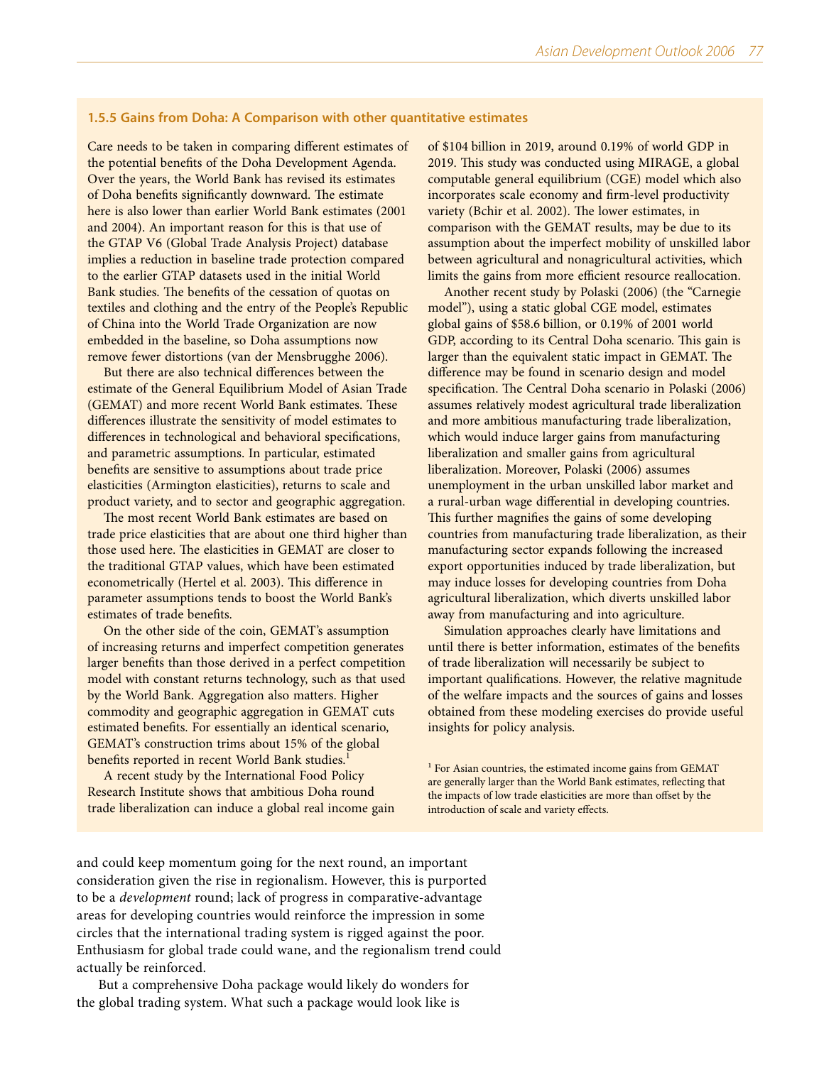### 1.5.5 Gains from Doha: A Comparison with other quantitative estimates

Care needs to be taken in comparing different estimates of the potential benefits of the Doha Development Agenda. Over the years, the World Bank has revised its estimates of Doha benefits significantly downward. The estimate here is also lower than earlier World Bank estimates (2001 and 2004). An important reason for this is that use of the GTAP V6 (Global Trade Analysis Project) database implies a reduction in baseline trade protection compared to the earlier GTAP datasets used in the initial World Bank studies. The benefits of the cessation of quotas on textiles and clothing and the entry of the People's Republic of China into the World Trade Organization are now embedded in the baseline, so Doha assumptions now remove fewer distortions (van der Mensbrugghe 2006).

But there are also technical differences between the estimate of the General Equilibrium Model of Asian Trade (GEMAT) and more recent World Bank estimates. These differences illustrate the sensitivity of model estimates to differences in technological and behavioral specifications, and parametric assumptions. In particular, estimated benefits are sensitive to assumptions about trade price elasticities (Armington elasticities), returns to scale and product variety, and to sector and geographic aggregation.

The most recent World Bank estimates are based on trade price elasticities that are about one third higher than those used here. The elasticities in GEMAT are closer to the traditional GTAP values, which have been estimated econometrically (Hertel et al. 2003). This difference in parameter assumptions tends to boost the World Bank's estimates of trade benefits.

On the other side of the coin, GEMAT's assumption of increasing returns and imperfect competition generates larger benefits than those derived in a perfect competition model with constant returns technology, such as that used by the World Bank. Aggregation also matters. Higher commodity and geographic aggregation in GEMAT cuts estimated benefits. For essentially an identical scenario, GEMAT's construction trims about 15% of the global benefits reported in recent World Bank studies.[1]

A recent study by the International Food Policy Research Institute shows that ambitious Doha round trade liberalization can induce a global real income gain of $104 billion in 2019, around 0.19% of world GDP in 2019. This study was conducted using MIRAGE, a global computable general equilibrium (CGE) model which also incorporates scale economy and firm-level productivity variety (Bchir et al. 2002). The lower estimates, in comparison with the GEMAT results, may be due to its assumption about the imperfect mobility of unskilled labor between agricultural and nonagricultural activities, which limits the gains from more efficient resource reallocation.

Another recent study by Polaski (2006) (the "Carnegie model"), using a static global CGE model, estimates global gains of $58.6 billion, or 0.19% of 2001 world GDP, according to its Central Doha scenario. This gain is larger than the equivalent static impact in GEMAT. The difference may be found in scenario design and model specification. The Central Doha scenario in Polaski (2006) assumes relatively modest agricultural trade liberalization and more ambitious manufacturing trade liberalization, which would induce larger gains from manufacturing liberalization and smaller gains from agricultural liberalization. Moreover, Polaski (2006) assumes unemployment in the urban unskilled labor market and a rural-urban wage differential in developing countries. This further magnifies the gains of some developing countries from manufacturing trade liberalization, as their manufacturing sector expands following the increased export opportunities induced by trade liberalization, but may induce losses for developing countries from Doha agricultural liberalization, which diverts unskilled labor away from manufacturing and into agriculture.

Simulation approaches clearly have limitations and until there is better information, estimates of the benefits of trade liberalization will necessarily be subject to important qualifications. However, the relative magnitude of the welfare impacts and the sources of gains and losses obtained from these modeling exercises do provide useful insights for policy analysis.

[1] For Asian countries, the estimated income gains from GEMAT are generally larger than the World Bank estimates, reflecting that the impacts of low trade elasticities are more than offset by the introduction of scale and variety effects.

and could keep momentum going for the next round, an important consideration given the rise in regionalism. However, this is purported to be a *development* round; lack of progress in comparative-advantage areas for developing countries would reinforce the impression in some circles that the international trading system is rigged against the poor. Enthusiasm for global trade could wane, and the regionalism trend could actually be reinforced.

But a comprehensive Doha package would likely do wonders for the global trading system. What such a package would look like is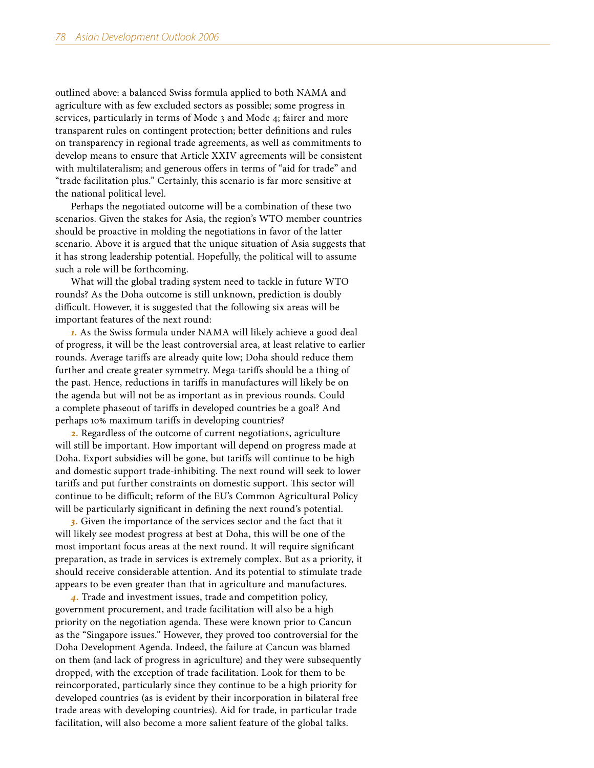outlined above: a balanced Swiss formula applied to both NAMA and agriculture with as few excluded sectors as possible; some progress in services, particularly in terms of Mode 3 and Mode 4; fairer and more transparent rules on contingent protection; better definitions and rules on transparency in regional trade agreements, as well as commitments to develop means to ensure that Article XXIV agreements will be consistent with multilateralism; and generous offers in terms of "aid for trade" and "trade facilitation plus." Certainly, this scenario is far more sensitive at the national political level.

Perhaps the negotiated outcome will be a combination of these two scenarios. Given the stakes for Asia, the region's WTO member countries should be proactive in molding the negotiations in favor of the latter scenario. Above it is argued that the unique situation of Asia suggests that it has strong leadership potential. Hopefully, the political will to assume such a role will be forthcoming.

What will the global trading system need to tackle in future WTO rounds? As the Doha outcome is still unknown, prediction is doubly difficult. However, it is suggested that the following six areas will be important features of the next round:

***1.*** As the Swiss formula under NAMA will likely achieve a good deal of progress, it will be the least controversial area, at least relative to earlier rounds. Average tariffs are already quite low; Doha should reduce them further and create greater symmetry. Mega-tariffs should be a thing of the past. Hence, reductions in tariffs in manufactures will likely be on the agenda but will not be as important as in previous rounds. Could a complete phaseout of tariffs in developed countries be a goal? And perhaps 10% maximum tariffs in developing countries?

***2.*** Regardless of the outcome of current negotiations, agriculture will still be important. How important will depend on progress made at Doha. Export subsidies will be gone, but tariffs will continue to be high and domestic support trade-inhibiting. The next round will seek to lower tariffs and put further constraints on domestic support. This sector will continue to be difficult; reform of the EU's Common Agricultural Policy will be particularly significant in defining the next round's potential.

***3.*** Given the importance of the services sector and the fact that it will likely see modest progress at best at Doha, this will be one of the most important focus areas at the next round. It will require significant preparation, as trade in services is extremely complex. But as a priority, it should receive considerable attention. And its potential to stimulate trade appears to be even greater than that in agriculture and manufactures.

***4.*** Trade and investment issues, trade and competition policy, government procurement, and trade facilitation will also be a high priority on the negotiation agenda. These were known prior to Cancun as the "Singapore issues." However, they proved too controversial for the Doha Development Agenda. Indeed, the failure at Cancun was blamed on them (and lack of progress in agriculture) and they were subsequently dropped, with the exception of trade facilitation. Look for them to be reincorporated, particularly since they continue to be a high priority for developed countries (as is evident by their incorporation in bilateral free trade areas with developing countries). Aid for trade, in particular trade facilitation, will also become a more salient feature of the global talks.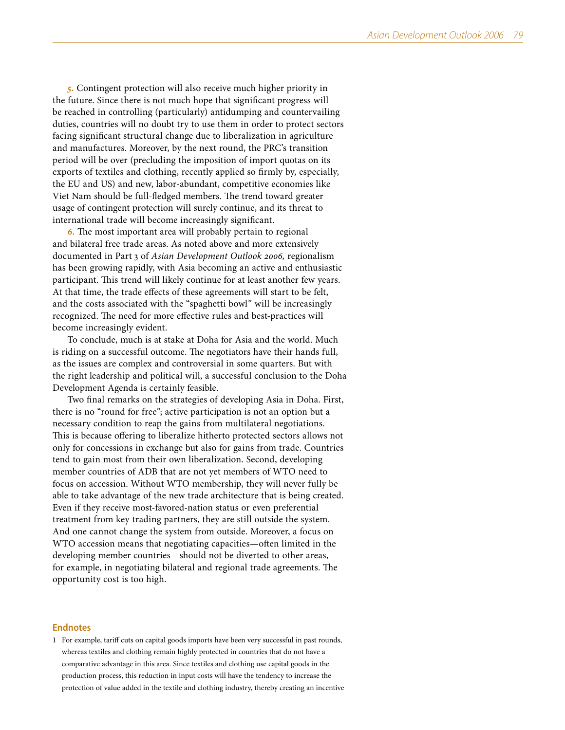***5.*** Contingent protection will also receive much higher priority in the future. Since there is not much hope that significant progress will be reached in controlling (particularly) antidumping and countervailing duties, countries will no doubt try to use them in order to protect sectors facing significant structural change due to liberalization in agriculture and manufactures. Moreover, by the next round, the PRC's transition period will be over (precluding the imposition of import quotas on its exports of textiles and clothing, recently applied so firmly by, especially, the EU and US) and new, labor-abundant, competitive economies like Viet Nam should be full-fledged members. The trend toward greater usage of contingent protection will surely continue, and its threat to international trade will become increasingly significant.

***6.*** The most important area will probably pertain to regional and bilateral free trade areas. As noted above and more extensively documented in Part 3 of *Asian Development Outlook 2006,* regionalism has been growing rapidly, with Asia becoming an active and enthusiastic participant. This trend will likely continue for at least another few years. At that time, the trade effects of these agreements will start to be felt, and the costs associated with the "spaghetti bowl" will be increasingly recognized. The need for more effective rules and best-practices will become increasingly evident.

To conclude, much is at stake at Doha for Asia and the world. Much is riding on a successful outcome. The negotiators have their hands full, as the issues are complex and controversial in some quarters. But with the right leadership and political will, a successful conclusion to the Doha Development Agenda is certainly feasible.

Two final remarks on the strategies of developing Asia in Doha. First, there is no "round for free"; active participation is not an option but a necessary condition to reap the gains from multilateral negotiations. This is because offering to liberalize hitherto protected sectors allows not only for concessions in exchange but also for gains from trade. Countries tend to gain most from their own liberalization. Second, developing member countries of ADB that are not yet members of WTO need to focus on accession. Without WTO membership, they will never fully be able to take advantage of the new trade architecture that is being created. Even if they receive most-favored-nation status or even preferential treatment from key trading partners, they are still outside the system. And one cannot change the system from outside. Moreover, a focus on WTO accession means that negotiating capacities—often limited in the developing member countries—should not be diverted to other areas, for example, in negotiating bilateral and regional trade agreements. The opportunity cost is too high.

## Endnotes

1 For example, tariff cuts on capital goods imports have been very successful in past rounds, whereas textiles and clothing remain highly protected in countries that do not have a comparative advantage in this area. Since textiles and clothing use capital goods in the production process, this reduction in input costs will have the tendency to increase the protection of value added in the textile and clothing industry, thereby creating an incentive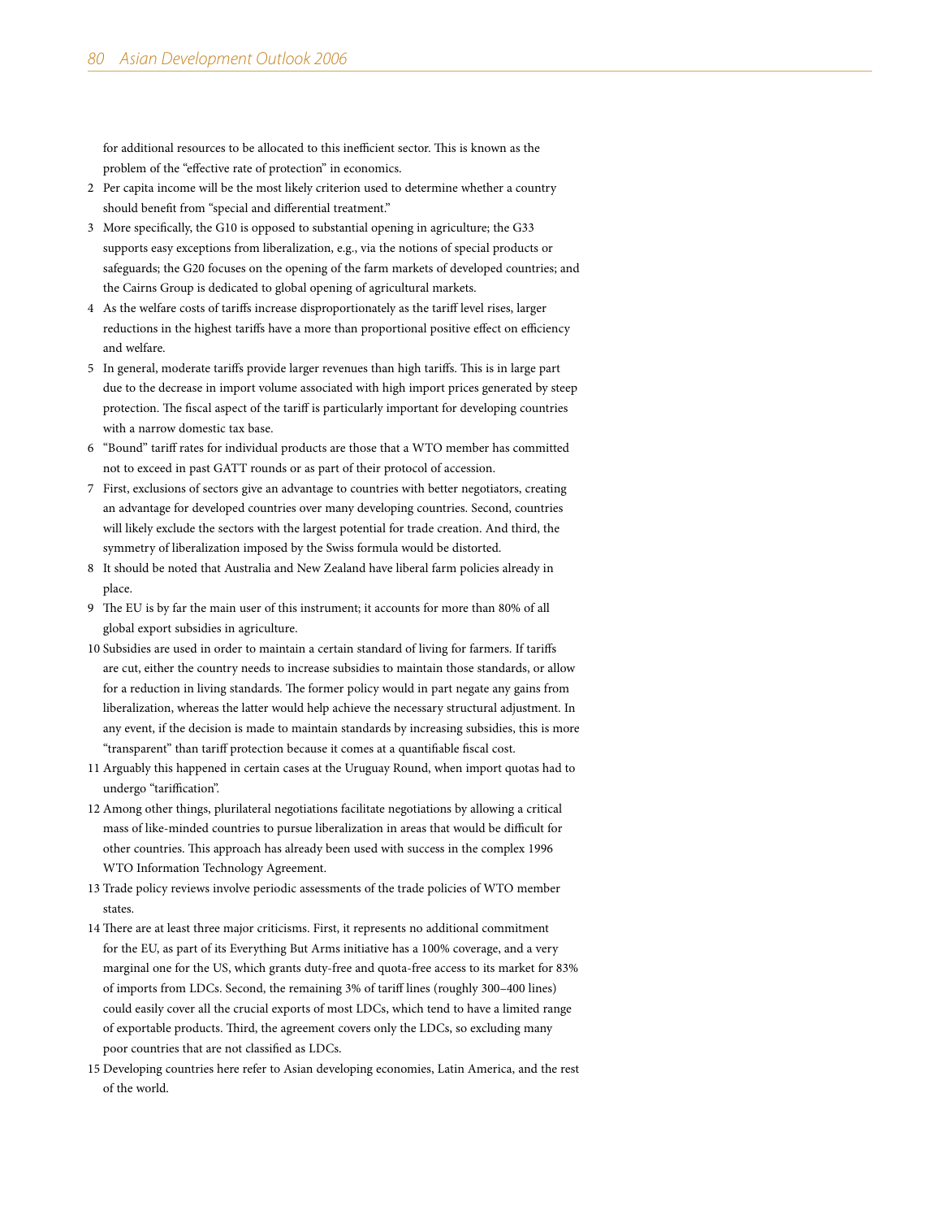for additional resources to be allocated to this inefficient sector. This is known as the problem of the "effective rate of protection" in economics.

2 Per capita income will be the most likely criterion used to determine whether a country should benefit from "special and differential treatment."

3 More specifically, the G10 is opposed to substantial opening in agriculture; the G33 supports easy exceptions from liberalization, e.g., via the notions of special products or safeguards; the G20 focuses on the opening of the farm markets of developed countries; and the Cairns Group is dedicated to global opening of agricultural markets.

4 As the welfare costs of tariffs increase disproportionately as the tariff level rises, larger reductions in the highest tariffs have a more than proportional positive effect on efficiency and welfare.

5 In general, moderate tariffs provide larger revenues than high tariffs. This is in large part due to the decrease in import volume associated with high import prices generated by steep protection. The fiscal aspect of the tariff is particularly important for developing countries with a narrow domestic tax base.

6 "Bound" tariff rates for individual products are those that a WTO member has committed not to exceed in past GATT rounds or as part of their protocol of accession.

7 First, exclusions of sectors give an advantage to countries with better negotiators, creating an advantage for developed countries over many developing countries. Second, countries will likely exclude the sectors with the largest potential for trade creation. And third, the symmetry of liberalization imposed by the Swiss formula would be distorted.

8 It should be noted that Australia and New Zealand have liberal farm policies already in place.

9 The EU is by far the main user of this instrument; it accounts for more than 80% of all global export subsidies in agriculture.

10 Subsidies are used in order to maintain a certain standard of living for farmers. If tariffs are cut, either the country needs to increase subsidies to maintain those standards, or allow for a reduction in living standards. The former policy would in part negate any gains from liberalization, whereas the latter would help achieve the necessary structural adjustment. In any event, if the decision is made to maintain standards by increasing subsidies, this is more "transparent" than tariff protection because it comes at a quantifiable fiscal cost.

11 Arguably this happened in certain cases at the Uruguay Round, when import quotas had to undergo "tariffication".

12 Among other things, plurilateral negotiations facilitate negotiations by allowing a critical mass of like-minded countries to pursue liberalization in areas that would be difficult for other countries. This approach has already been used with success in the complex 1996 WTO Information Technology Agreement.

13 Trade policy reviews involve periodic assessments of the trade policies of WTO member states.

14 There are at least three major criticisms. First, it represents no additional commitment for the EU, as part of its Everything But Arms initiative has a 100% coverage, and a very marginal one for the US, which grants duty-free and quota-free access to its market for 83% of imports from LDCs. Second, the remaining 3% of tariff lines (roughly 300–400 lines) could easily cover all the crucial exports of most LDCs, which tend to have a limited range of exportable products. Third, the agreement covers only the LDCs, so excluding many poor countries that are not classified as LDCs.

15 Developing countries here refer to Asian developing economies, Latin America, and the rest of the world.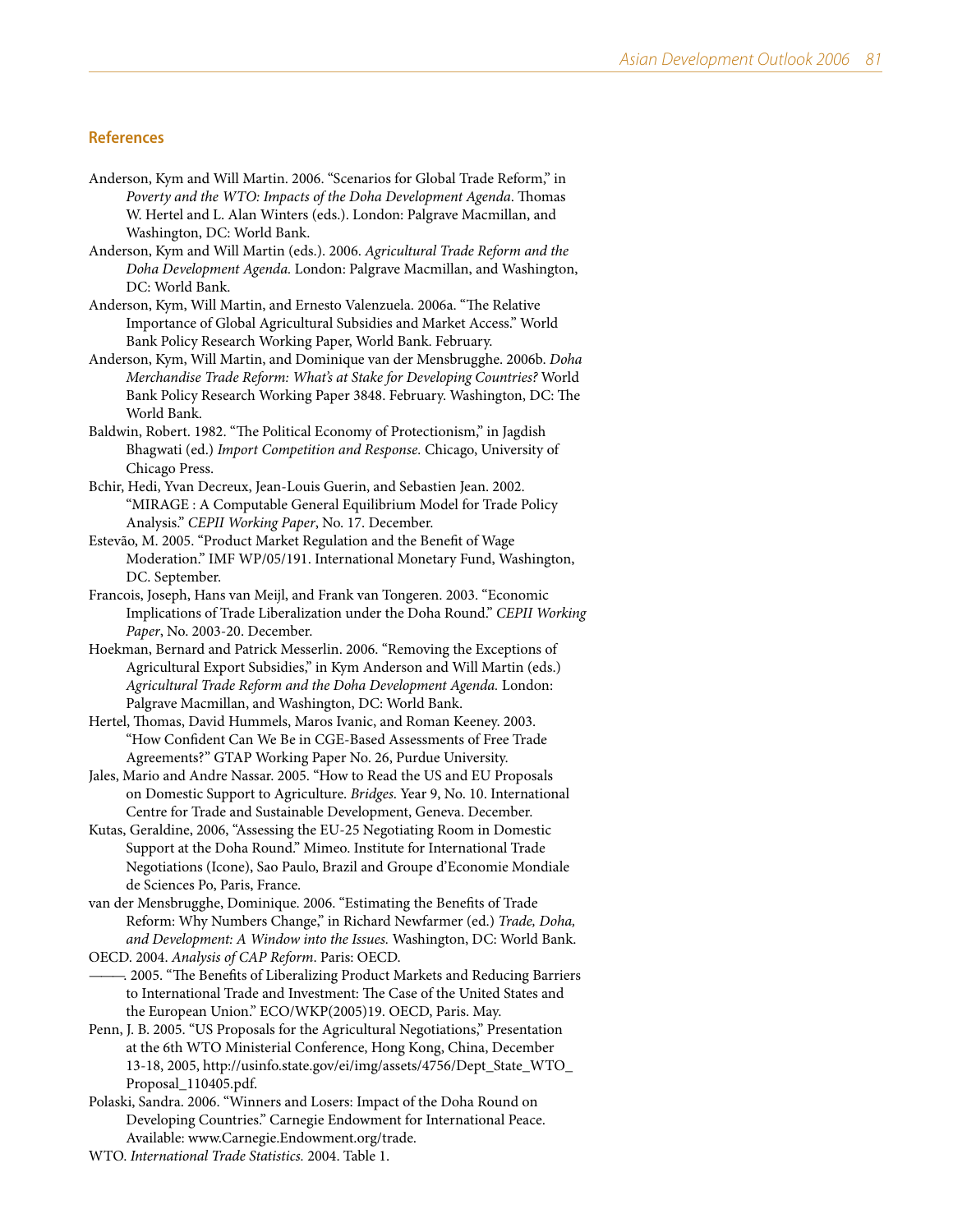## References

Anderson, Kym and Will Martin. 2006. "Scenarios for Global Trade Reform," in *Poverty and the WTO: Impacts of the Doha Development Agenda*. Thomas W. Hertel and L. Alan Winters (eds.). London: Palgrave Macmillan, and Washington, DC: World Bank.

Anderson, Kym and Will Martin (eds.). 2006. *Agricultural Trade Reform and the Doha Development Agenda.* London: Palgrave Macmillan, and Washington, DC: World Bank.

Anderson, Kym, Will Martin, and Ernesto Valenzuela. 2006a. "The Relative Importance of Global Agricultural Subsidies and Market Access." World Bank Policy Research Working Paper, World Bank. February.

Anderson, Kym, Will Martin, and Dominique van der Mensbrugghe. 2006b. *Doha Merchandise Trade Reform: What's at Stake for Developing Countries?* World Bank Policy Research Working Paper 3848. February. Washington, DC: The World Bank.

Baldwin, Robert. 1982. "The Political Economy of Protectionism," in Jagdish Bhagwati (ed.) *Import Competition and Response.* Chicago, University of Chicago Press.

Bchir, Hedi, Yvan Decreux, Jean-Louis Guerin, and Sebastien Jean. 2002. "MIRAGE : A Computable General Equilibrium Model for Trade Policy Analysis." *CEPII Working Paper*, No. 17. December.

Estevão, M. 2005. "Product Market Regulation and the Benefit of Wage Moderation." IMF WP/05/191. International Monetary Fund, Washington, DC. September.

Francois, Joseph, Hans van Meijl, and Frank van Tongeren. 2003. "Economic Implications of Trade Liberalization under the Doha Round." *CEPII Working Paper*, No. 2003-20. December.

Hoekman, Bernard and Patrick Messerlin. 2006. "Removing the Exceptions of Agricultural Export Subsidies," in Kym Anderson and Will Martin (eds.) *Agricultural Trade Reform and the Doha Development Agenda.* London: Palgrave Macmillan, and Washington, DC: World Bank.

Hertel, Thomas, David Hummels, Maros Ivanic, and Roman Keeney. 2003. "How Confident Can We Be in CGE-Based Assessments of Free Trade Agreements?" GTAP Working Paper No. 26, Purdue University.

Jales, Mario and Andre Nassar. 2005. "How to Read the US and EU Proposals on Domestic Support to Agriculture. *Bridges.* Year 9, No. 10. International Centre for Trade and Sustainable Development, Geneva. December.

Kutas, Geraldine, 2006, "Assessing the EU-25 Negotiating Room in Domestic Support at the Doha Round." Mimeo. Institute for International Trade Negotiations (Icone), Sao Paulo, Brazil and Groupe d'Economie Mondiale de Sciences Po, Paris, France.

van der Mensbrugghe, Dominique. 2006. "Estimating the Benefits of Trade Reform: Why Numbers Change," in Richard Newfarmer (ed.) *Trade, Doha, and Development: A Window into the Issues.* Washington, DC: World Bank.

OECD. 2004. *Analysis of CAP Reform*. Paris: OECD.

———. 2005. "The Benefits of Liberalizing Product Markets and Reducing Barriers to International Trade and Investment: The Case of the United States and the European Union." ECO/WKP(2005)19. OECD, Paris. May.

Penn, J. B. 2005. "US Proposals for the Agricultural Negotiations," Presentation at the 6th WTO Ministerial Conference, Hong Kong, China, December 13-18, 2005, http://usinfo.state.gov/ei/img/assets/4756/Dept_State_WTO_Proposal_110405.pdf.

Polaski, Sandra. 2006. "Winners and Losers: Impact of the Doha Round on Developing Countries." Carnegie Endowment for International Peace. Available: www.Carnegie.Endowment.org/trade.

WTO. *International Trade Statistics.* 2004. Table 1.